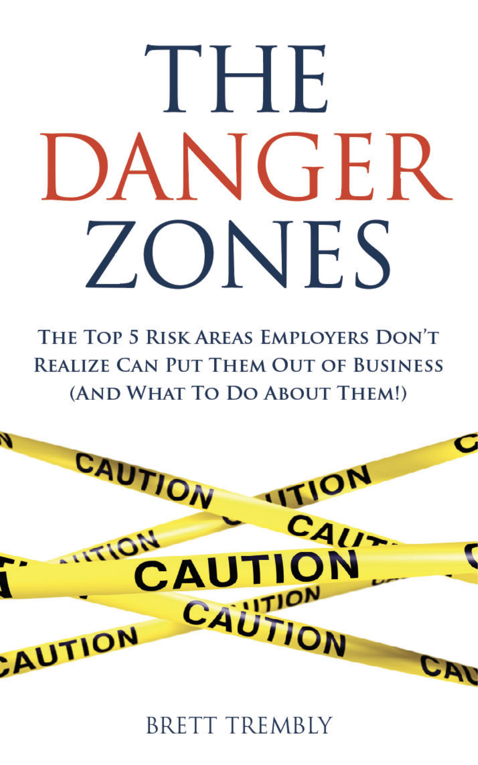# THE DANGER ZONES

## The Top 5 Risk Areas Employers Don't Realize Can Put Them Out of Business (And What To Do About Them!)

BRETT TREMBLY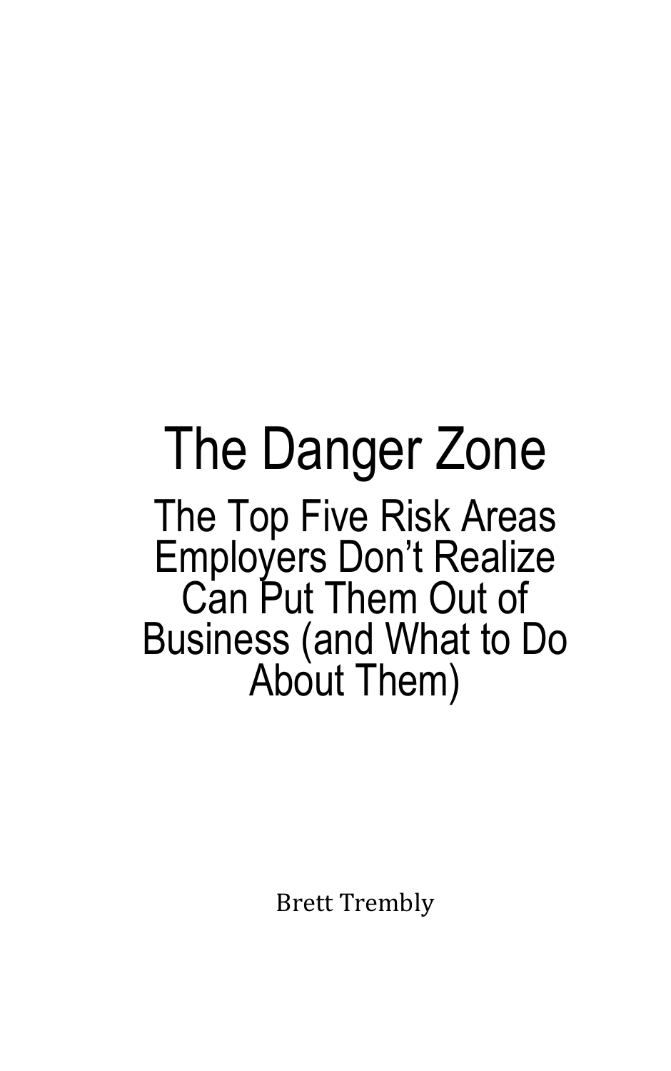# The Danger Zone

## The Top Five Risk Areas Employers Don't Realize Can Put Them Out of Business (and What to Do About Them)

Brett Trembly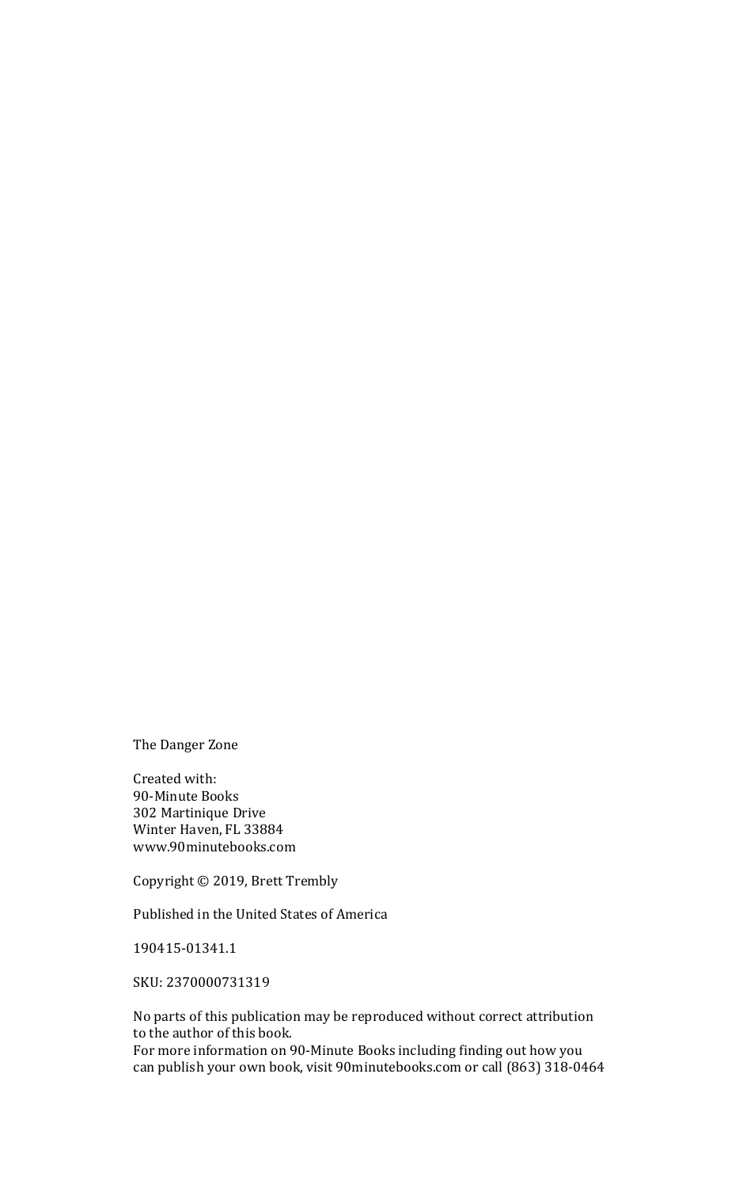The Danger Zone

Created with:
90-Minute Books
302 Martinique Drive
Winter Haven, FL 33884
www.90minutebooks.com

Copyright © 2019, Brett Trembly

Published in the United States of America

190415-01341.1

SKU: 2370000731319

No parts of this publication may be reproduced without correct attribution to the author of this book.
For more information on 90-Minute Books including finding out how you can publish your own book, visit 90minutebooks.com or call (863) 318-0464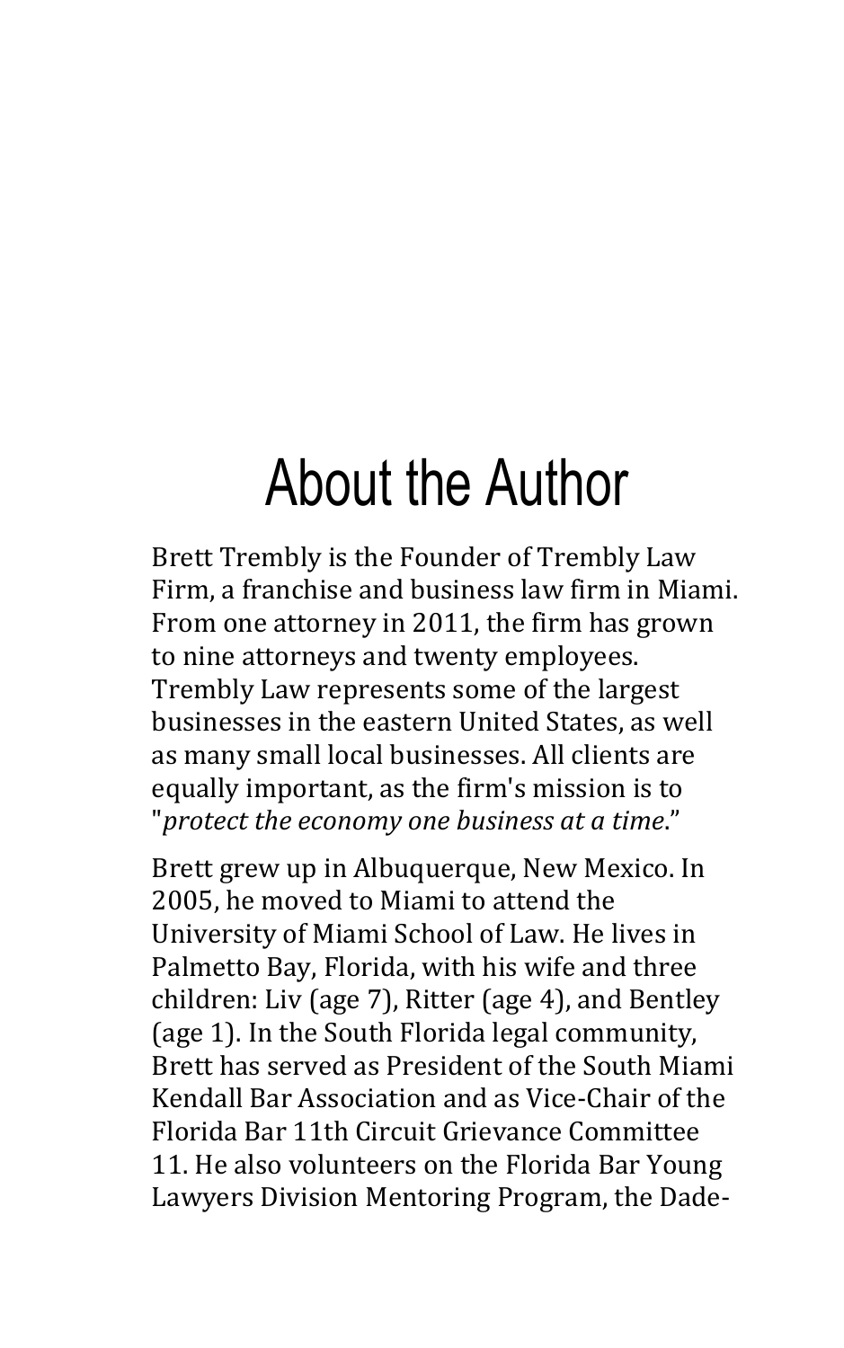# About the Author

Brett Trembly is the Founder of Trembly Law Firm, a franchise and business law firm in Miami. From one attorney in 2011, the firm has grown to nine attorneys and twenty employees. Trembly Law represents some of the largest businesses in the eastern United States, as well as many small local businesses. All clients are equally important, as the firm's mission is to "*protect the economy one business at a time*."

Brett grew up in Albuquerque, New Mexico. In 2005, he moved to Miami to attend the University of Miami School of Law. He lives in Palmetto Bay, Florida, with his wife and three children: Liv (age 7), Ritter (age 4), and Bentley (age 1). In the South Florida legal community, Brett has served as President of the South Miami Kendall Bar Association and as Vice-Chair of the Florida Bar 11th Circuit Grievance Committee 11. He also volunteers on the Florida Bar Young Lawyers Division Mentoring Program, the Dade-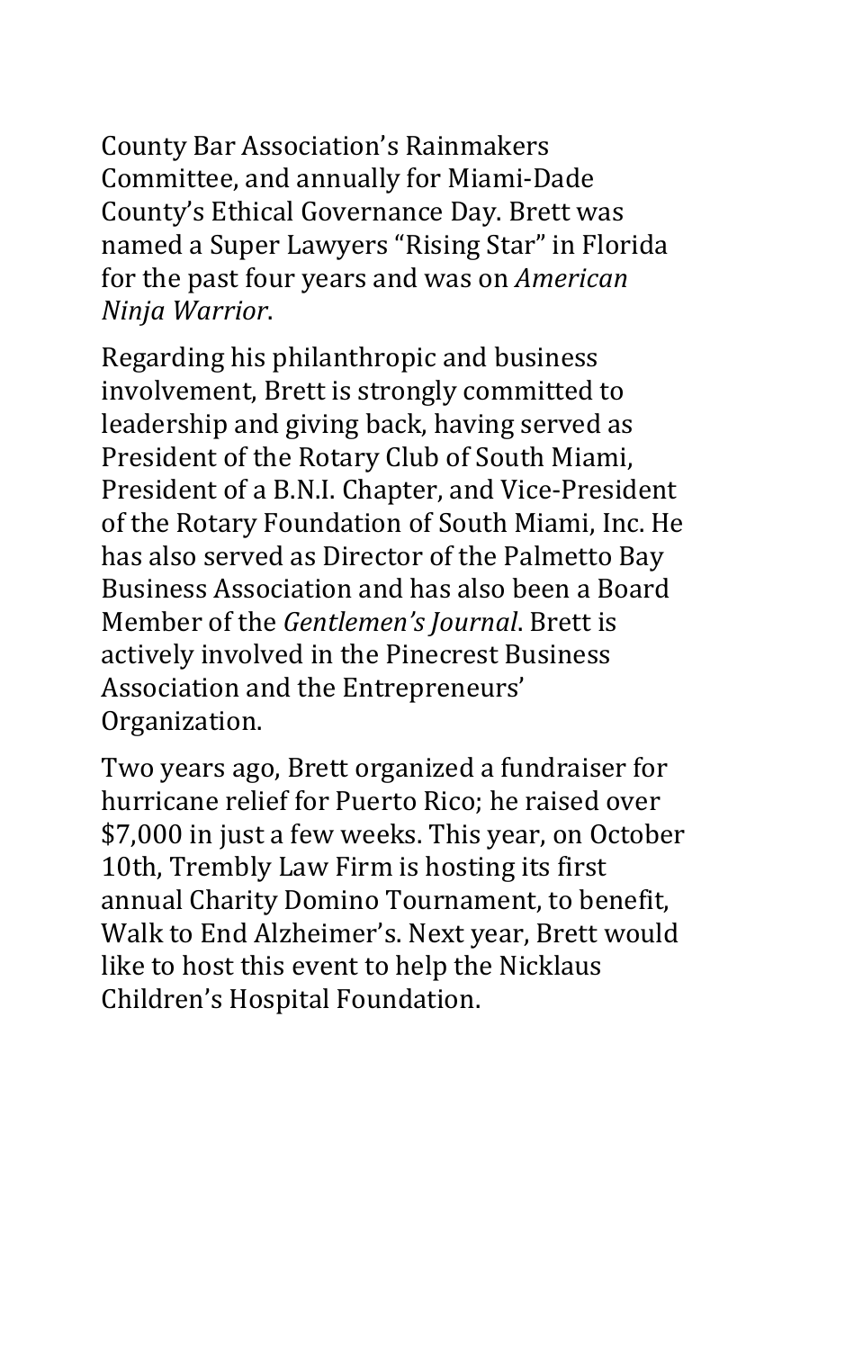County Bar Association's Rainmakers Committee, and annually for Miami-Dade County's Ethical Governance Day. Brett was named a Super Lawyers "Rising Star" in Florida for the past four years and was on *American Ninja Warrior*.

Regarding his philanthropic and business involvement, Brett is strongly committed to leadership and giving back, having served as President of the Rotary Club of South Miami, President of a B.N.I. Chapter, and Vice-President of the Rotary Foundation of South Miami, Inc. He has also served as Director of the Palmetto Bay Business Association and has also been a Board Member of the *Gentlemen's Journal*. Brett is actively involved in the Pinecrest Business Association and the Entrepreneurs' Organization.

Two years ago, Brett organized a fundraiser for hurricane relief for Puerto Rico; he raised over $7,000 in just a few weeks. This year, on October 10th, Trembly Law Firm is hosting its first annual Charity Domino Tournament, to benefit, Walk to End Alzheimer's. Next year, Brett would like to host this event to help the Nicklaus Children's Hospital Foundation.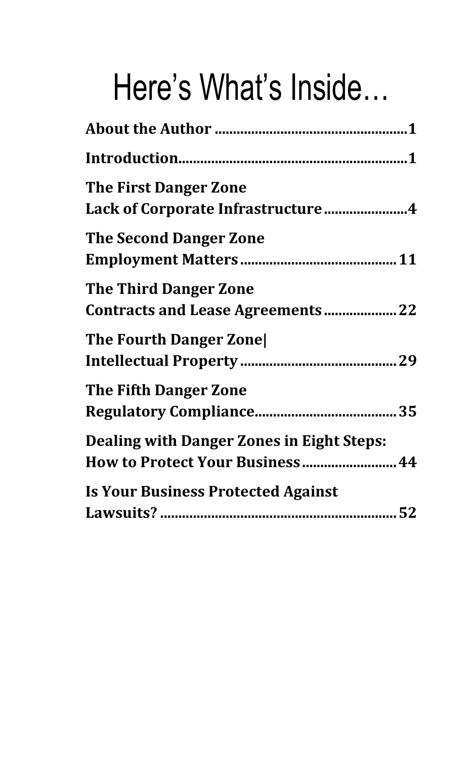# Here's What's Inside…

**About the Author .................................................1**

**Introduction.........................................................1**

**The First Danger Zone**
**Lack of Corporate Infrastructure ......................4**

**The Second Danger Zone**
**Employment Matters ..........................................11**

**The Third Danger Zone**
**Contracts and Lease Agreements ....................22**

**The Fourth Danger Zone|**
**Intellectual Property ..........................................29**

**The Fifth Danger Zone**
**Regulatory Compliance......................................35**

**Dealing with Danger Zones in Eight Steps:**
**How to Protect Your Business .........................44**

**Is Your Business Protected Against**
**Lawsuits? ..............................................................52**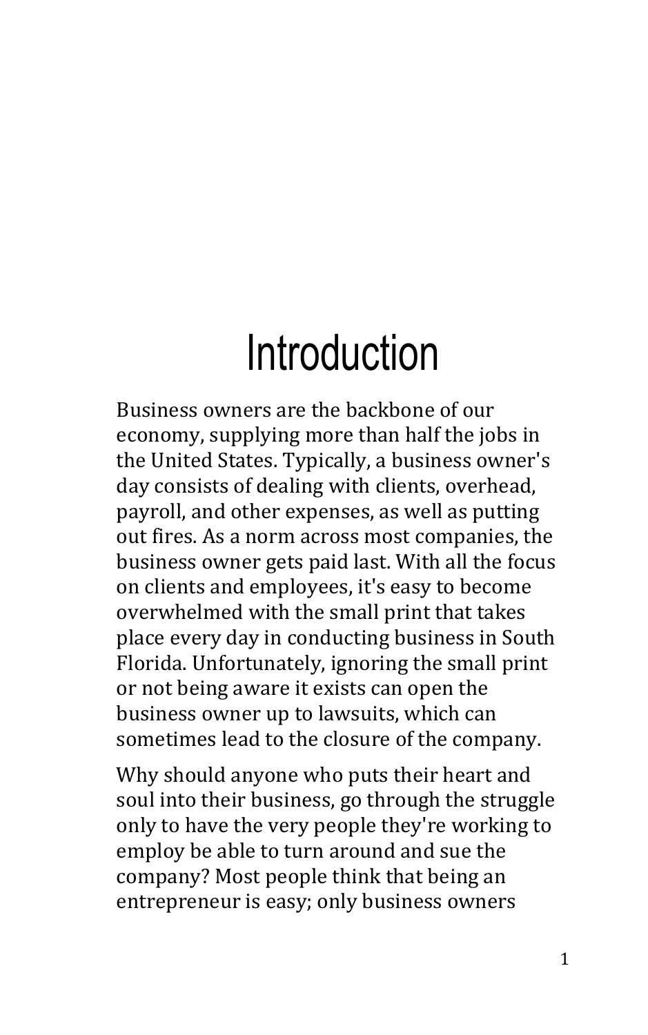# Introduction

Business owners are the backbone of our economy, supplying more than half the jobs in the United States. Typically, a business owner's day consists of dealing with clients, overhead, payroll, and other expenses, as well as putting out fires. As a norm across most companies, the business owner gets paid last. With all the focus on clients and employees, it's easy to become overwhelmed with the small print that takes place every day in conducting business in South Florida. Unfortunately, ignoring the small print or not being aware it exists can open the business owner up to lawsuits, which can sometimes lead to the closure of the company.

Why should anyone who puts their heart and soul into their business, go through the struggle only to have the very people they're working to employ be able to turn around and sue the company? Most people think that being an entrepreneur is easy; only business owners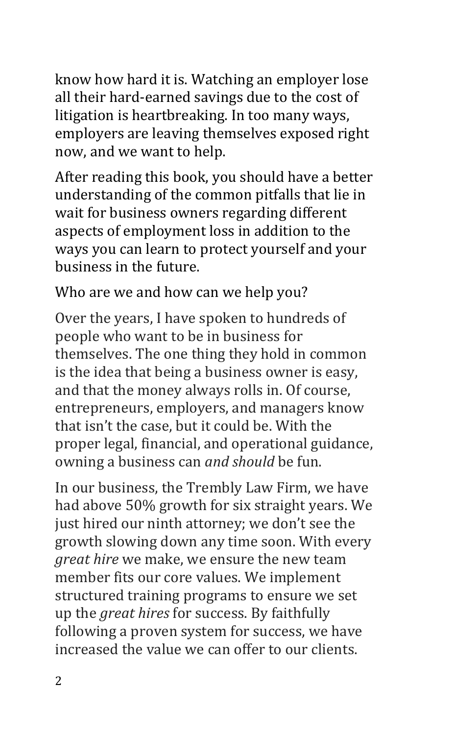know how hard it is. Watching an employer lose all their hard-earned savings due to the cost of litigation is heartbreaking. In too many ways, employers are leaving themselves exposed right now, and we want to help.

After reading this book, you should have a better understanding of the common pitfalls that lie in wait for business owners regarding different aspects of employment loss in addition to the ways you can learn to protect yourself and your business in the future.

Who are we and how can we help you?

Over the years, I have spoken to hundreds of people who want to be in business for themselves. The one thing they hold in common is the idea that being a business owner is easy, and that the money always rolls in. Of course, entrepreneurs, employers, and managers know that isn't the case, but it could be. With the proper legal, financial, and operational guidance, owning a business can *and should* be fun.

In our business, the Trembly Law Firm, we have had above 50% growth for six straight years. We just hired our ninth attorney; we don't see the growth slowing down any time soon. With every *great hire* we make, we ensure the new team member fits our core values. We implement structured training programs to ensure we set up the *great hires* for success. By faithfully following a proven system for success, we have increased the value we can offer to our clients.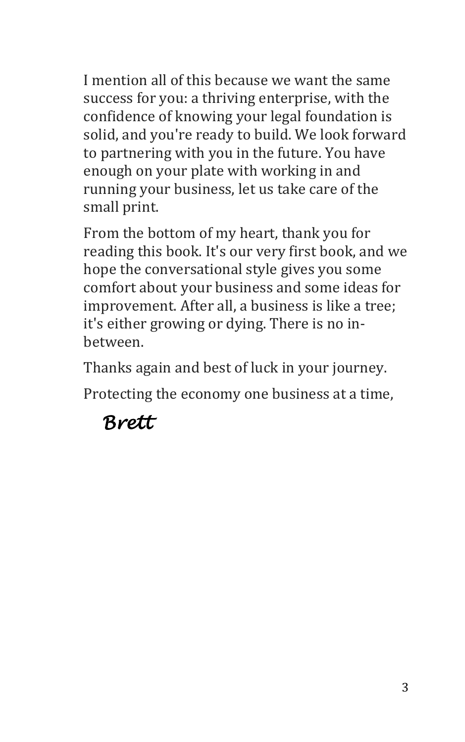I mention all of this because we want the same success for you: a thriving enterprise, with the confidence of knowing your legal foundation is solid, and you're ready to build. We look forward to partnering with you in the future. You have enough on your plate with working in and running your business, let us take care of the small print.

From the bottom of my heart, thank you for reading this book. It's our very first book, and we hope the conversational style gives you some comfort about your business and some ideas for improvement. After all, a business is like a tree; it's either growing or dying. There is no in-between.

Thanks again and best of luck in your journey.

Protecting the economy one business at a time,

*Brett*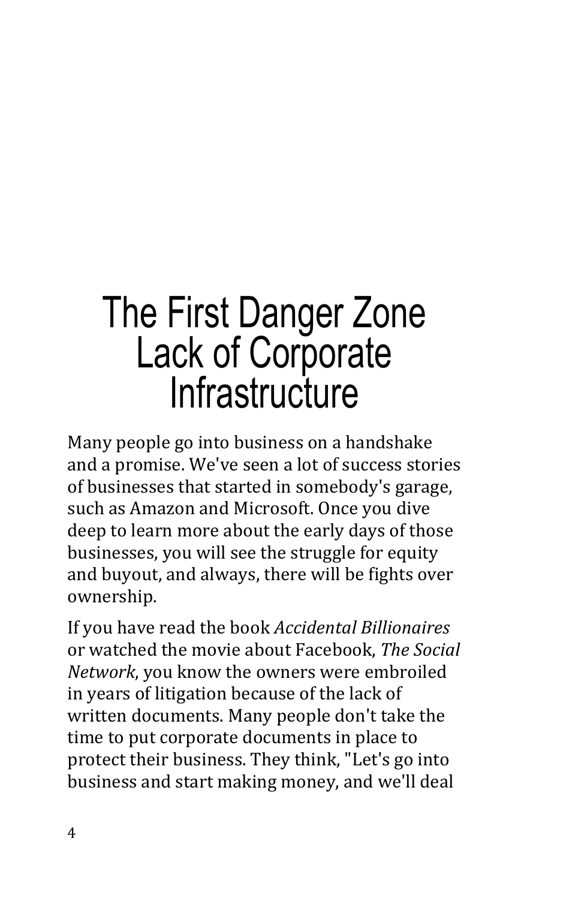# The First Danger Zone Lack of Corporate Infrastructure

Many people go into business on a handshake and a promise. We've seen a lot of success stories of businesses that started in somebody's garage, such as Amazon and Microsoft. Once you dive deep to learn more about the early days of those businesses, you will see the struggle for equity and buyout, and always, there will be fights over ownership.

If you have read the book *Accidental Billionaires* or watched the movie about Facebook, *The Social Network*, you know the owners were embroiled in years of litigation because of the lack of written documents. Many people don't take the time to put corporate documents in place to protect their business. They think, "Let's go into business and start making money, and we'll deal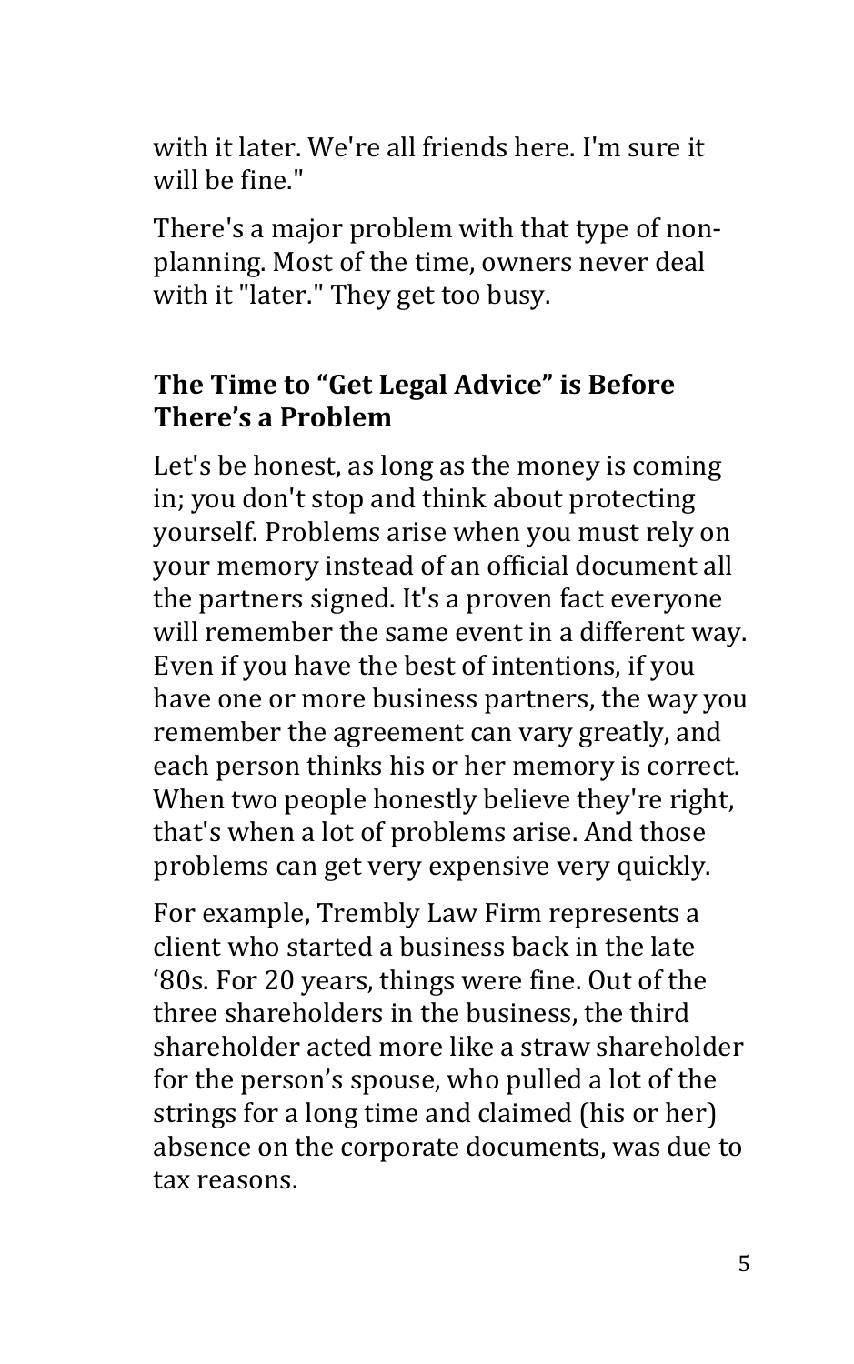with it later. We're all friends here. I'm sure it will be fine."

There's a major problem with that type of non-planning. Most of the time, owners never deal with it "later." They get too busy.

## The Time to "Get Legal Advice" is Before There's a Problem

Let's be honest, as long as the money is coming in; you don't stop and think about protecting yourself. Problems arise when you must rely on your memory instead of an official document all the partners signed. It's a proven fact everyone will remember the same event in a different way. Even if you have the best of intentions, if you have one or more business partners, the way you remember the agreement can vary greatly, and each person thinks his or her memory is correct. When two people honestly believe they're right, that's when a lot of problems arise. And those problems can get very expensive very quickly.

For example, Trembly Law Firm represents a client who started a business back in the late '80s. For 20 years, things were fine. Out of the three shareholders in the business, the third shareholder acted more like a straw shareholder for the person's spouse, who pulled a lot of the strings for a long time and claimed (his or her) absence on the corporate documents, was due to tax reasons.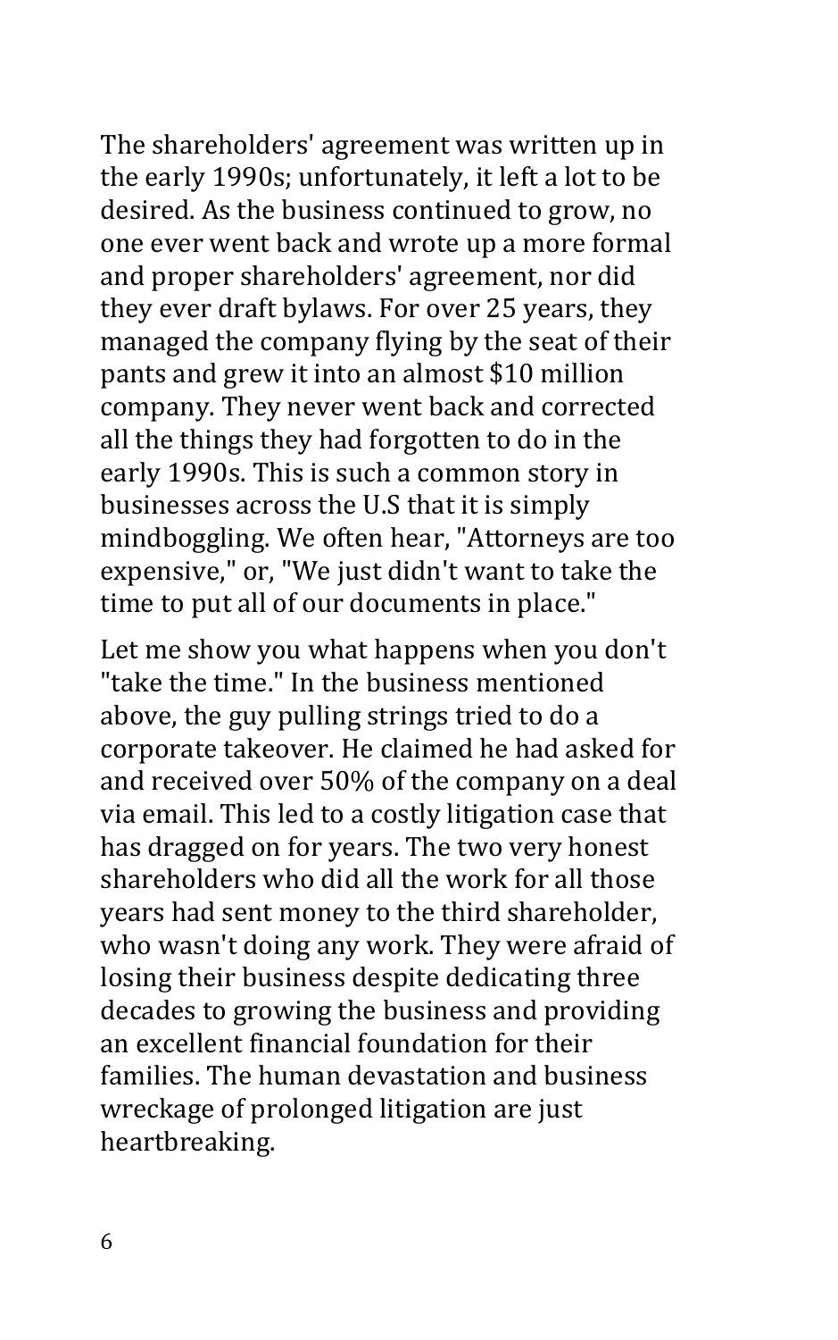The shareholders' agreement was written up in the early 1990s; unfortunately, it left a lot to be desired. As the business continued to grow, no one ever went back and wrote up a more formal and proper shareholders' agreement, nor did they ever draft bylaws. For over 25 years, they managed the company flying by the seat of their pants and grew it into an almost $10 million company. They never went back and corrected all the things they had forgotten to do in the early 1990s. This is such a common story in businesses across the U.S that it is simply mindboggling. We often hear, "Attorneys are too expensive," or, "We just didn't want to take the time to put all of our documents in place."

Let me show you what happens when you don't "take the time." In the business mentioned above, the guy pulling strings tried to do a corporate takeover. He claimed he had asked for and received over 50% of the company on a deal via email. This led to a costly litigation case that has dragged on for years. The two very honest shareholders who did all the work for all those years had sent money to the third shareholder, who wasn't doing any work. They were afraid of losing their business despite dedicating three decades to growing the business and providing an excellent financial foundation for their families. The human devastation and business wreckage of prolonged litigation are just heartbreaking.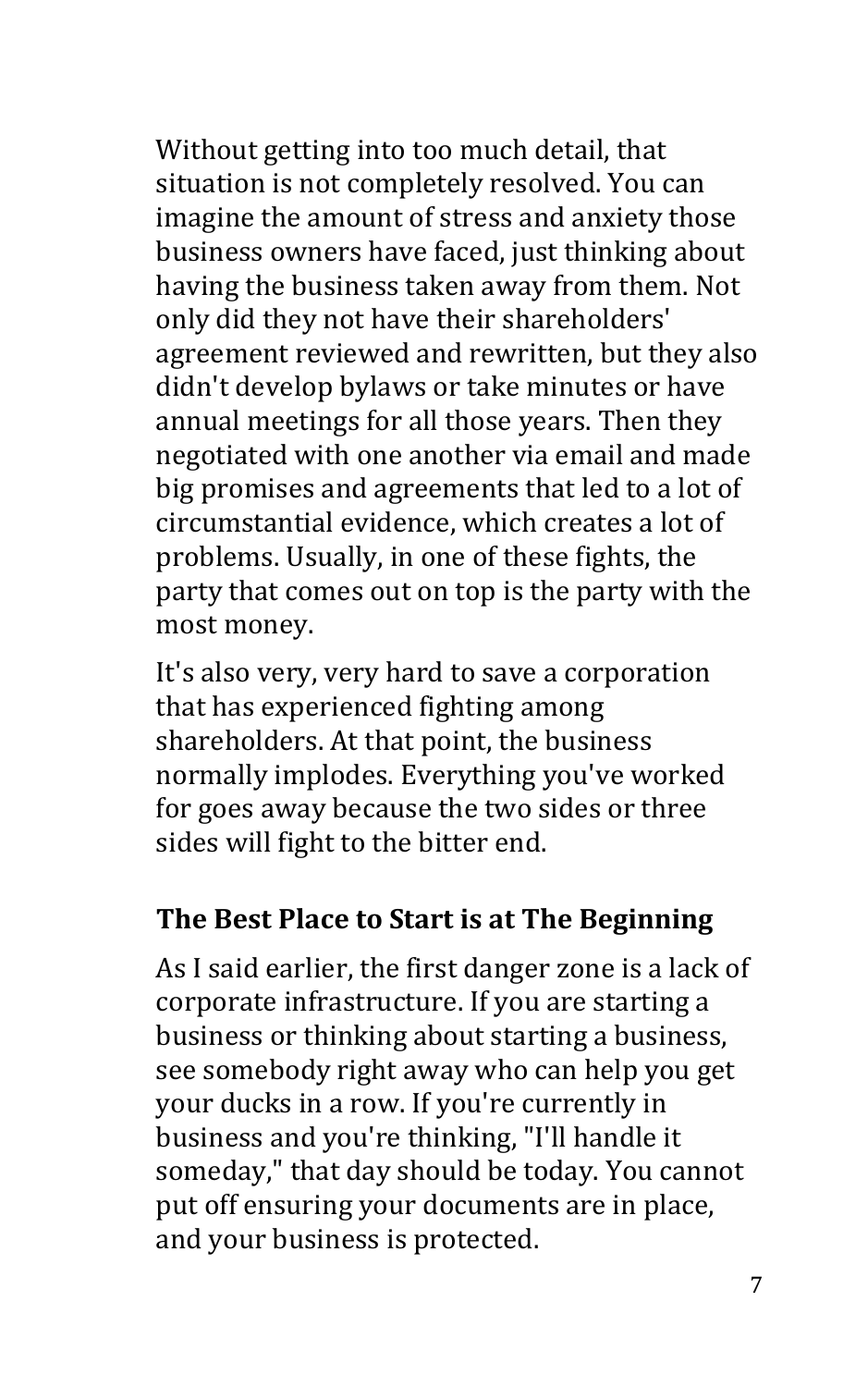Without getting into too much detail, that situation is not completely resolved. You can imagine the amount of stress and anxiety those business owners have faced, just thinking about having the business taken away from them. Not only did they not have their shareholders' agreement reviewed and rewritten, but they also didn't develop bylaws or take minutes or have annual meetings for all those years. Then they negotiated with one another via email and made big promises and agreements that led to a lot of circumstantial evidence, which creates a lot of problems. Usually, in one of these fights, the party that comes out on top is the party with the most money.

It's also very, very hard to save a corporation that has experienced fighting among shareholders. At that point, the business normally implodes. Everything you've worked for goes away because the two sides or three sides will fight to the bitter end.

## The Best Place to Start is at The Beginning

As I said earlier, the first danger zone is a lack of corporate infrastructure. If you are starting a business or thinking about starting a business, see somebody right away who can help you get your ducks in a row. If you're currently in business and you're thinking, "I'll handle it someday," that day should be today. You cannot put off ensuring your documents are in place, and your business is protected.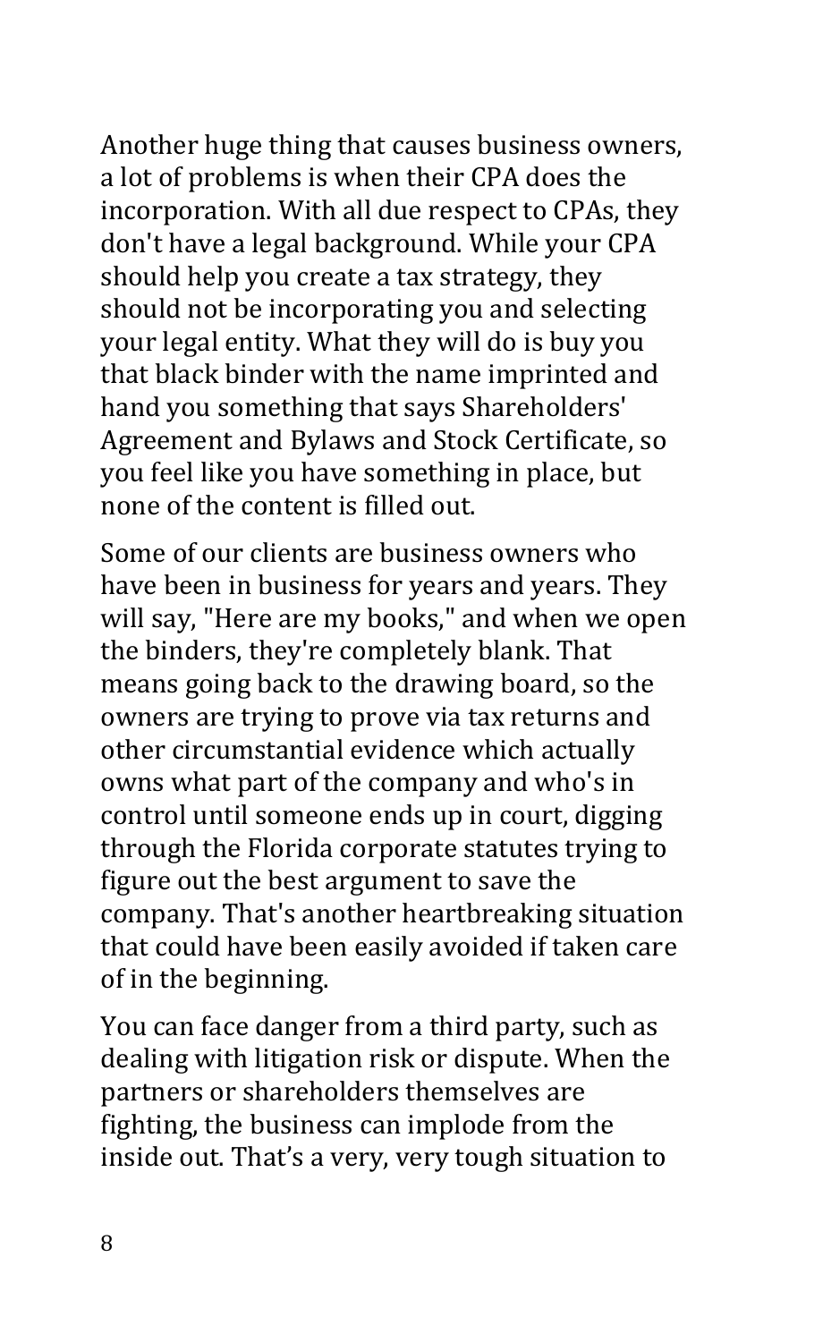Another huge thing that causes business owners, a lot of problems is when their CPA does the incorporation. With all due respect to CPAs, they don't have a legal background. While your CPA should help you create a tax strategy, they should not be incorporating you and selecting your legal entity. What they will do is buy you that black binder with the name imprinted and hand you something that says Shareholders' Agreement and Bylaws and Stock Certificate, so you feel like you have something in place, but none of the content is filled out.

Some of our clients are business owners who have been in business for years and years. They will say, "Here are my books," and when we open the binders, they're completely blank. That means going back to the drawing board, so the owners are trying to prove via tax returns and other circumstantial evidence which actually owns what part of the company and who's in control until someone ends up in court, digging through the Florida corporate statutes trying to figure out the best argument to save the company. That's another heartbreaking situation that could have been easily avoided if taken care of in the beginning.

You can face danger from a third party, such as dealing with litigation risk or dispute. When the partners or shareholders themselves are fighting, the business can implode from the inside out. That’s a very, very tough situation to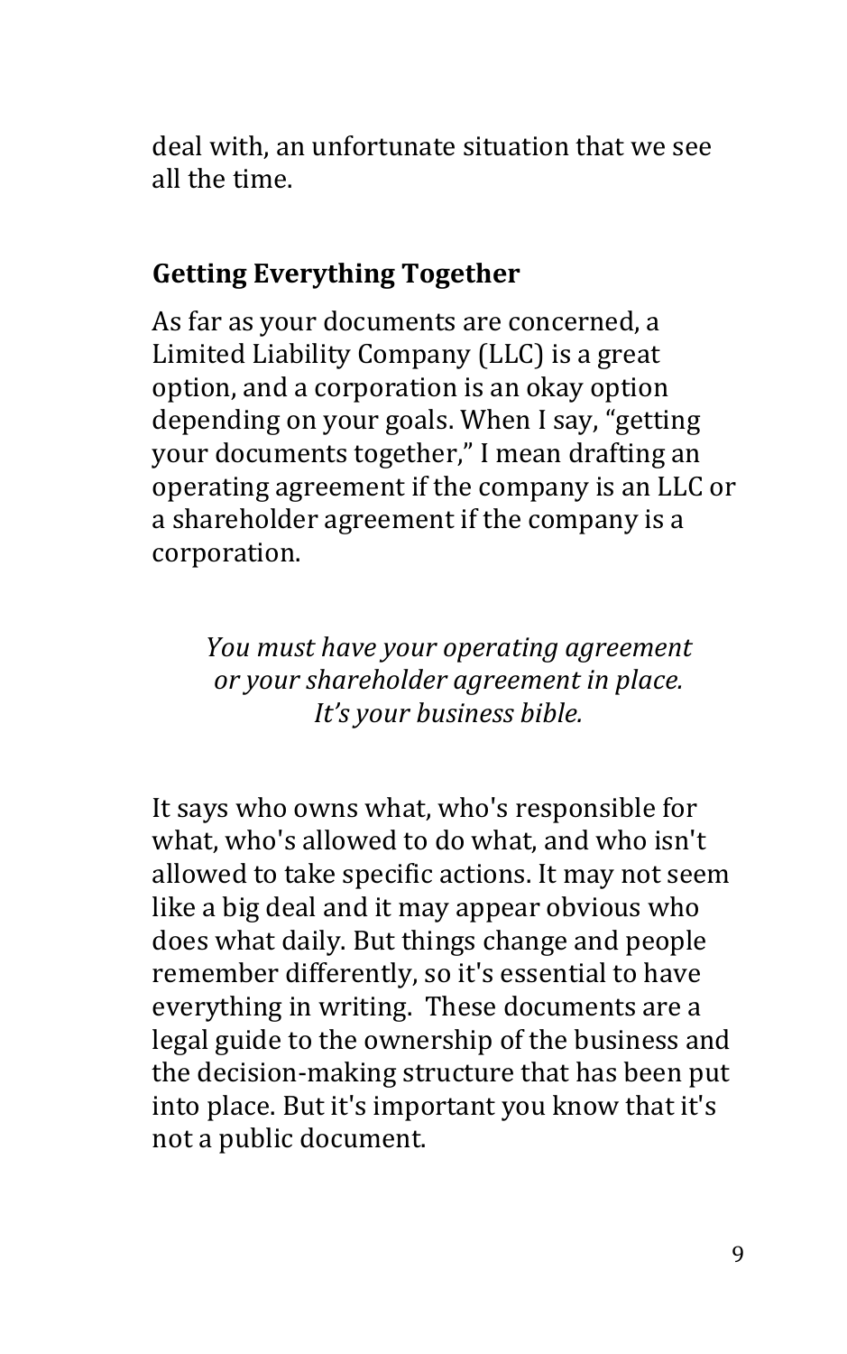deal with, an unfortunate situation that we see all the time.

## Getting Everything Together

As far as your documents are concerned, a Limited Liability Company (LLC) is a great option, and a corporation is an okay option depending on your goals. When I say, "getting your documents together," I mean drafting an operating agreement if the company is an LLC or a shareholder agreement if the company is a corporation.

> *You must have your operating agreement or your shareholder agreement in place. It's your business bible.*

It says who owns what, who's responsible for what, who's allowed to do what, and who isn't allowed to take specific actions. It may not seem like a big deal and it may appear obvious who does what daily. But things change and people remember differently, so it's essential to have everything in writing. These documents are a legal guide to the ownership of the business and the decision-making structure that has been put into place. But it's important you know that it's not a public document.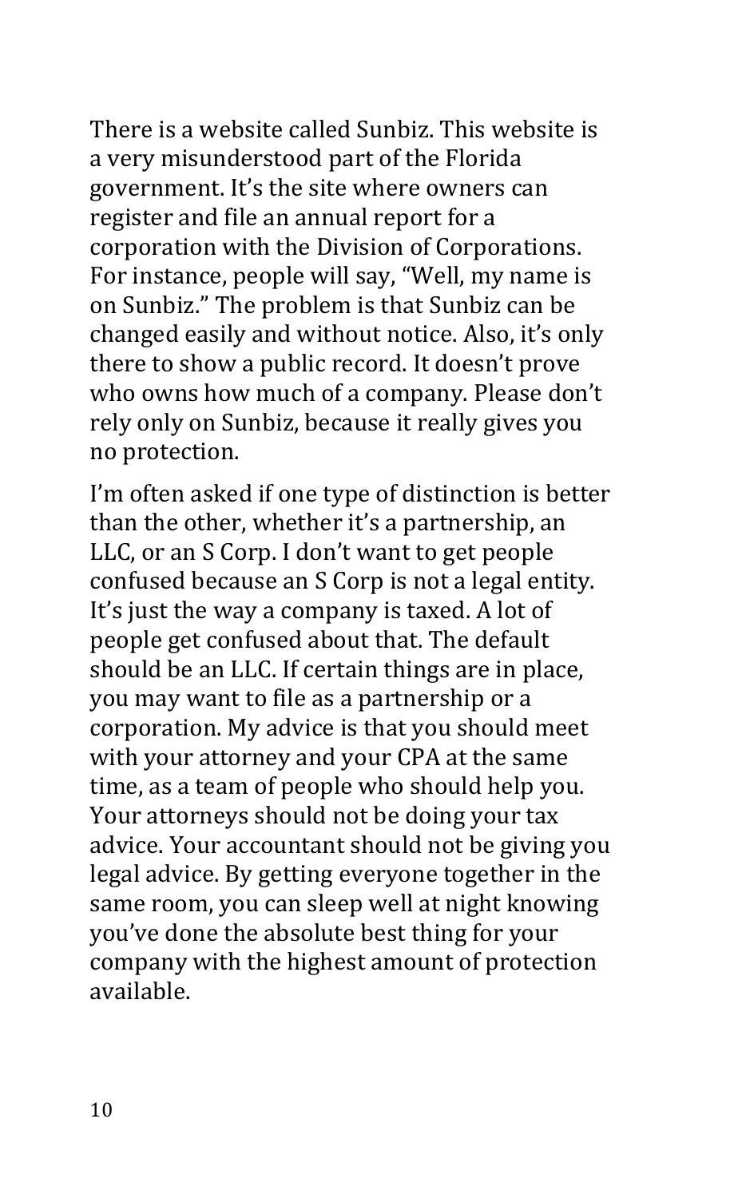There is a website called Sunbiz. This website is a very misunderstood part of the Florida government. It's the site where owners can register and file an annual report for a corporation with the Division of Corporations. For instance, people will say, "Well, my name is on Sunbiz." The problem is that Sunbiz can be changed easily and without notice. Also, it's only there to show a public record. It doesn't prove who owns how much of a company. Please don't rely only on Sunbiz, because it really gives you no protection.

I'm often asked if one type of distinction is better than the other, whether it's a partnership, an LLC, or an S Corp. I don't want to get people confused because an S Corp is not a legal entity. It's just the way a company is taxed. A lot of people get confused about that. The default should be an LLC. If certain things are in place, you may want to file as a partnership or a corporation. My advice is that you should meet with your attorney and your CPA at the same time, as a team of people who should help you. Your attorneys should not be doing your tax advice. Your accountant should not be giving you legal advice. By getting everyone together in the same room, you can sleep well at night knowing you've done the absolute best thing for your company with the highest amount of protection available.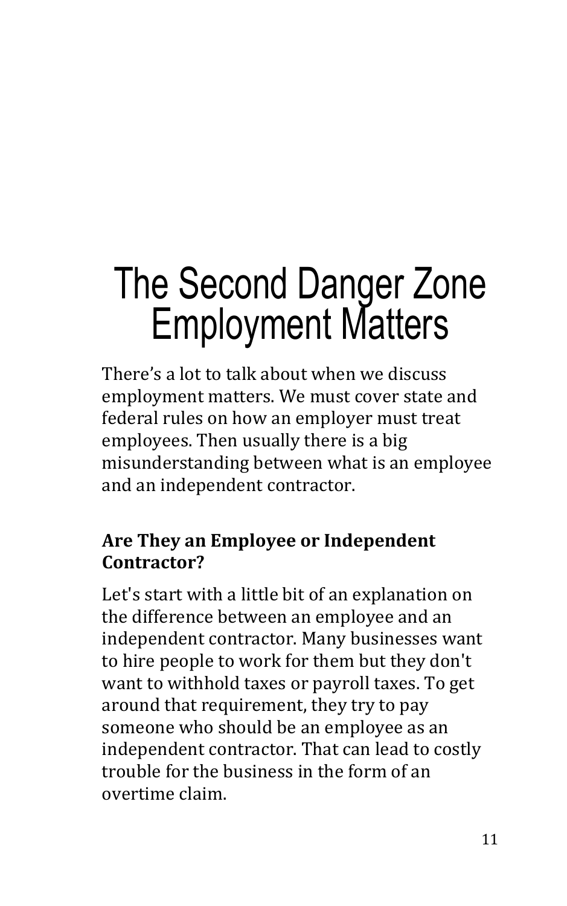# The Second Danger Zone Employment Matters

There's a lot to talk about when we discuss employment matters. We must cover state and federal rules on how an employer must treat employees. Then usually there is a big misunderstanding between what is an employee and an independent contractor.

### Are They an Employee or Independent Contractor?

Let's start with a little bit of an explanation on the difference between an employee and an independent contractor. Many businesses want to hire people to work for them but they don't want to withhold taxes or payroll taxes. To get around that requirement, they try to pay someone who should be an employee as an independent contractor. That can lead to costly trouble for the business in the form of an overtime claim.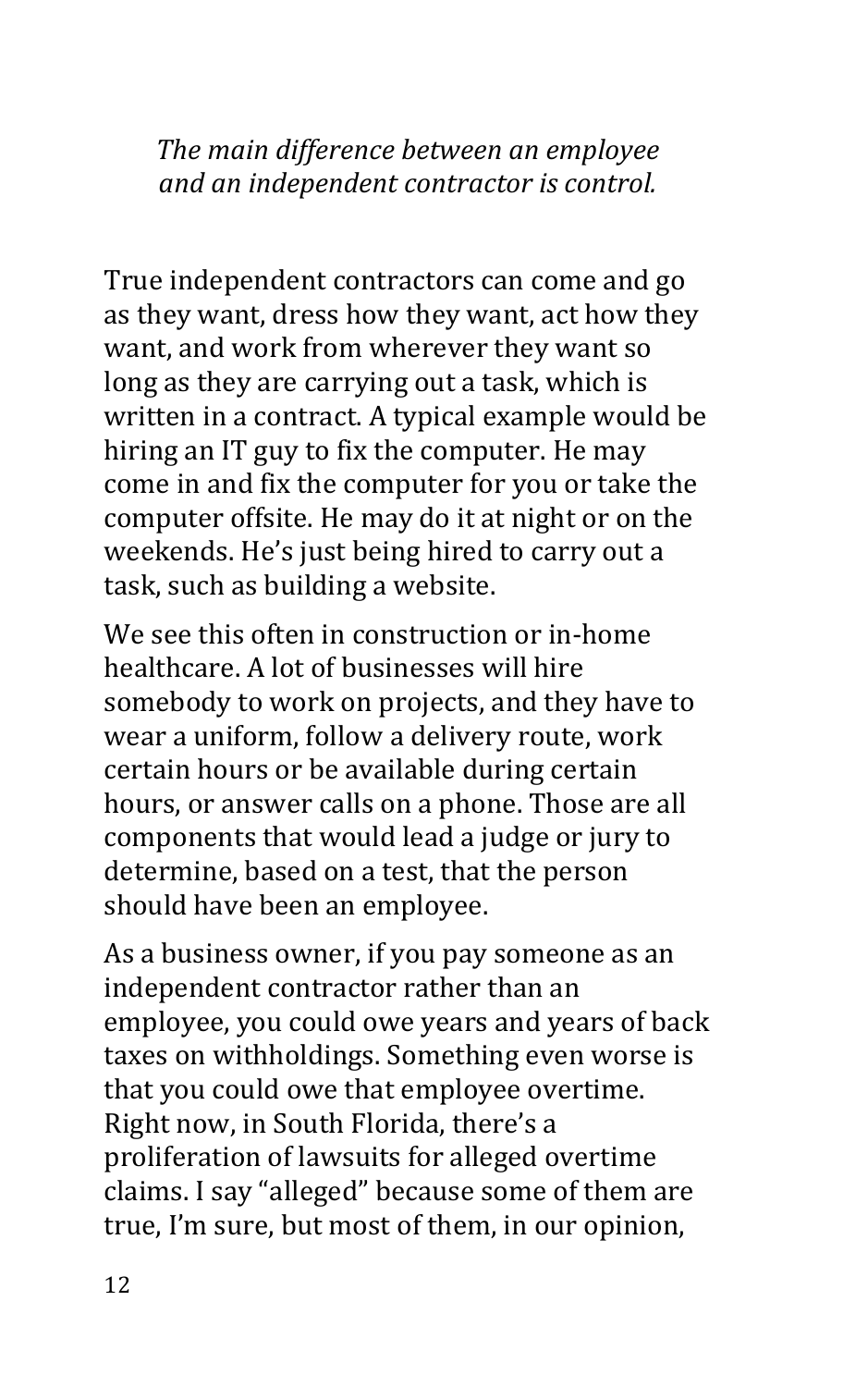*The main difference between an employee and an independent contractor is control.*

True independent contractors can come and go as they want, dress how they want, act how they want, and work from wherever they want so long as they are carrying out a task, which is written in a contract. A typical example would be hiring an IT guy to fix the computer. He may come in and fix the computer for you or take the computer offsite. He may do it at night or on the weekends. He's just being hired to carry out a task, such as building a website.

We see this often in construction or in-home healthcare. A lot of businesses will hire somebody to work on projects, and they have to wear a uniform, follow a delivery route, work certain hours or be available during certain hours, or answer calls on a phone. Those are all components that would lead a judge or jury to determine, based on a test, that the person should have been an employee.

As a business owner, if you pay someone as an independent contractor rather than an employee, you could owe years and years of back taxes on withholdings. Something even worse is that you could owe that employee overtime. Right now, in South Florida, there's a proliferation of lawsuits for alleged overtime claims. I say "alleged" because some of them are true, I'm sure, but most of them, in our opinion,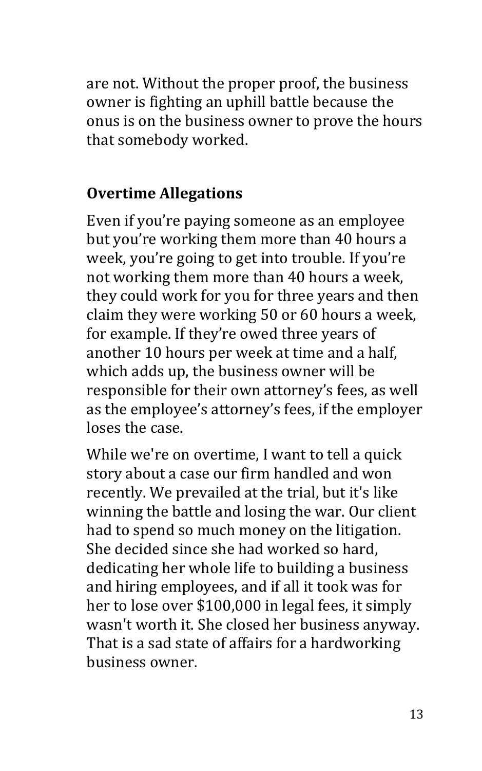are not. Without the proper proof, the business owner is fighting an uphill battle because the onus is on the business owner to prove the hours that somebody worked.

## Overtime Allegations

Even if you're paying someone as an employee but you're working them more than 40 hours a week, you're going to get into trouble. If you're not working them more than 40 hours a week, they could work for you for three years and then claim they were working 50 or 60 hours a week, for example. If they're owed three years of another 10 hours per week at time and a half, which adds up, the business owner will be responsible for their own attorney's fees, as well as the employee's attorney's fees, if the employer loses the case.

While we're on overtime, I want to tell a quick story about a case our firm handled and won recently. We prevailed at the trial, but it's like winning the battle and losing the war. Our client had to spend so much money on the litigation. She decided since she had worked so hard, dedicating her whole life to building a business and hiring employees, and if all it took was for her to lose over $100,000 in legal fees, it simply wasn't worth it. She closed her business anyway. That is a sad state of affairs for a hardworking business owner.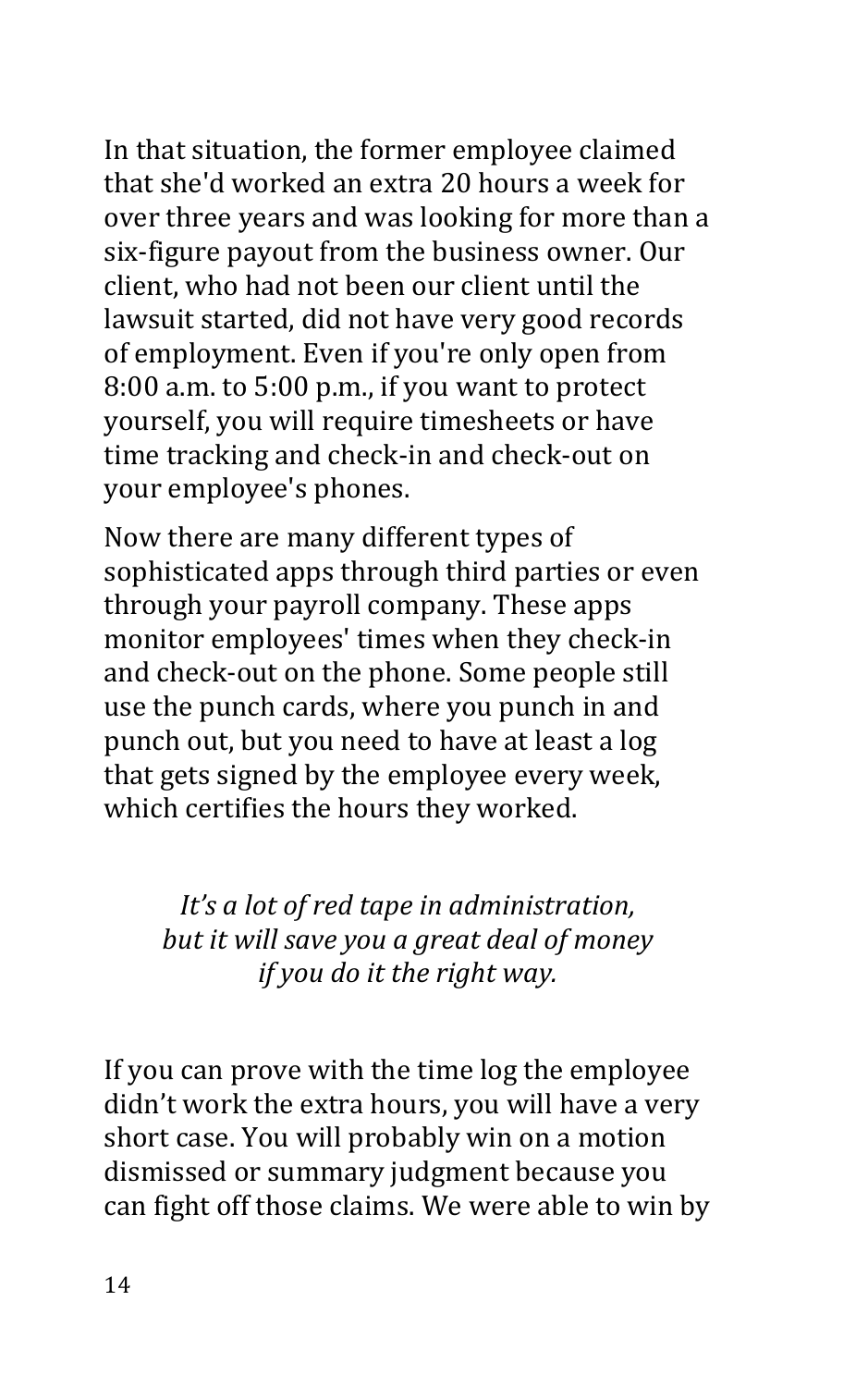In that situation, the former employee claimed that she'd worked an extra 20 hours a week for over three years and was looking for more than a six-figure payout from the business owner. Our client, who had not been our client until the lawsuit started, did not have very good records of employment. Even if you're only open from 8:00 a.m. to 5:00 p.m., if you want to protect yourself, you will require timesheets or have time tracking and check-in and check-out on your employee's phones.

Now there are many different types of sophisticated apps through third parties or even through your payroll company. These apps monitor employees' times when they check-in and check-out on the phone. Some people still use the punch cards, where you punch in and punch out, but you need to have at least a log that gets signed by the employee every week, which certifies the hours they worked.

*It's a lot of red tape in administration, but it will save you a great deal of money if you do it the right way.*

If you can prove with the time log the employee didn't work the extra hours, you will have a very short case. You will probably win on a motion dismissed or summary judgment because you can fight off those claims. We were able to win by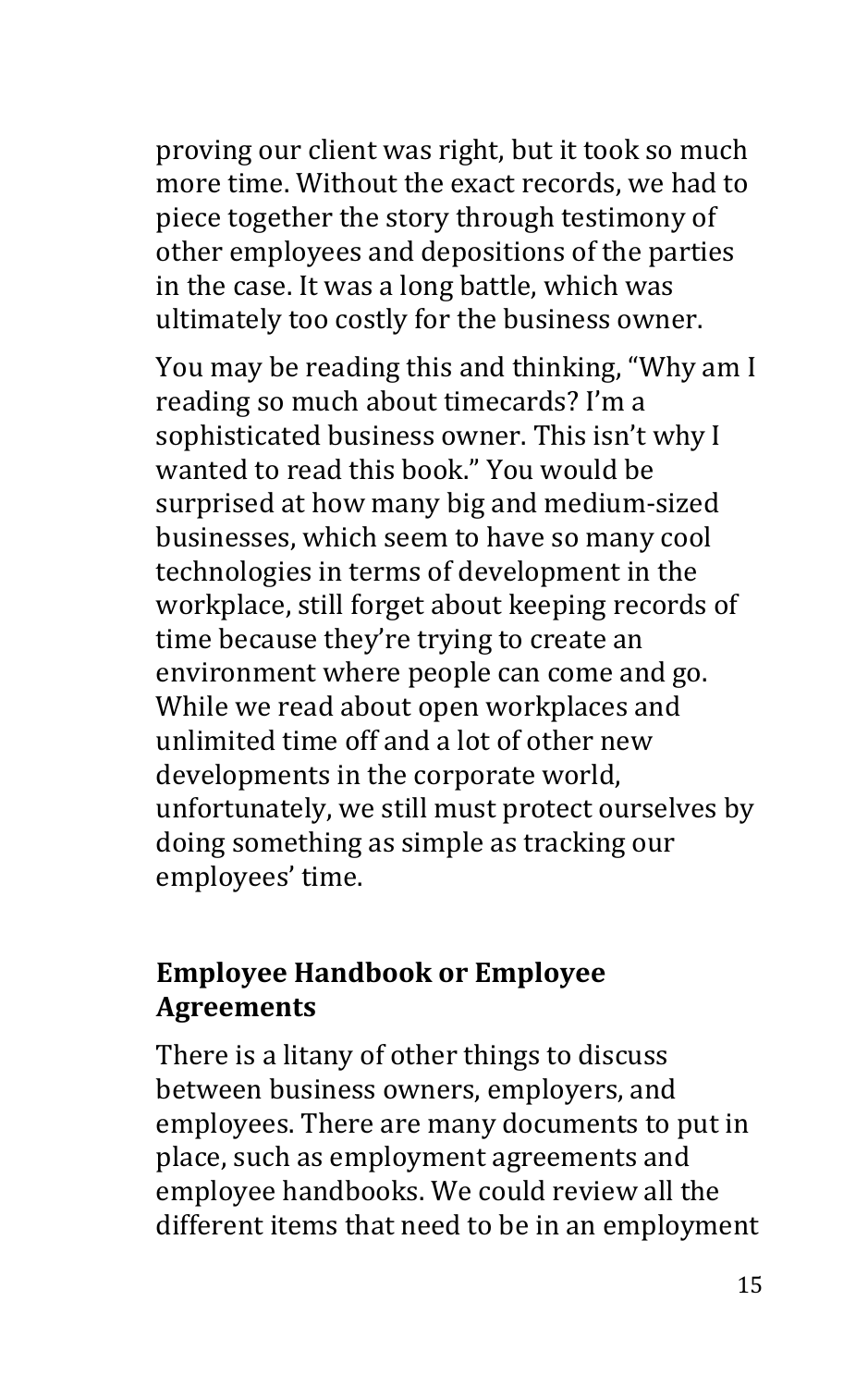proving our client was right, but it took so much more time. Without the exact records, we had to piece together the story through testimony of other employees and depositions of the parties in the case. It was a long battle, which was ultimately too costly for the business owner.

You may be reading this and thinking, "Why am I reading so much about timecards? I'm a sophisticated business owner. This isn't why I wanted to read this book." You would be surprised at how many big and medium-sized businesses, which seem to have so many cool technologies in terms of development in the workplace, still forget about keeping records of time because they're trying to create an environment where people can come and go. While we read about open workplaces and unlimited time off and a lot of other new developments in the corporate world, unfortunately, we still must protect ourselves by doing something as simple as tracking our employees' time.

## Employee Handbook or Employee Agreements

There is a litany of other things to discuss between business owners, employers, and employees. There are many documents to put in place, such as employment agreements and employee handbooks. We could review all the different items that need to be in an employment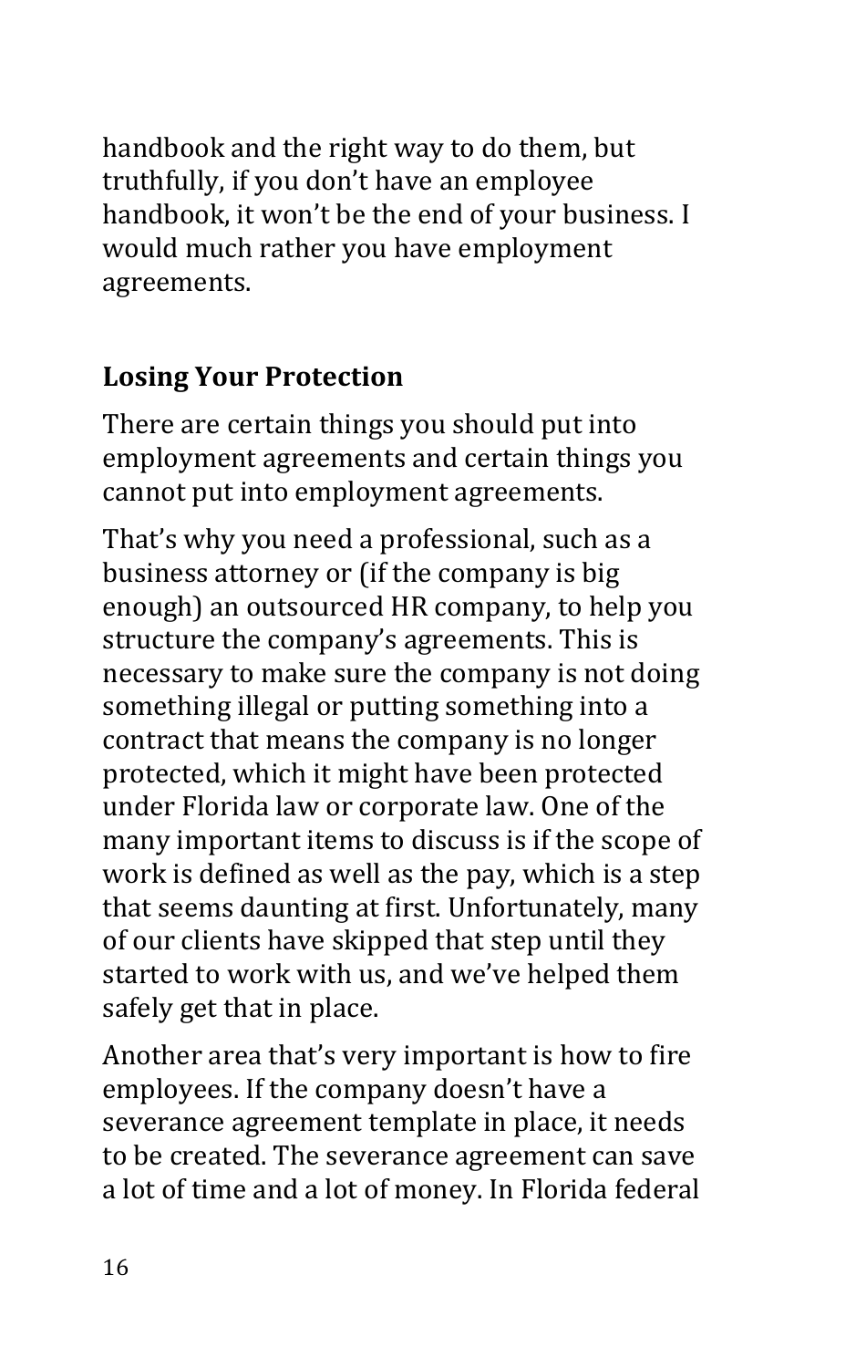handbook and the right way to do them, but truthfully, if you don't have an employee handbook, it won't be the end of your business. I would much rather you have employment agreements.

## Losing Your Protection

There are certain things you should put into employment agreements and certain things you cannot put into employment agreements.

That's why you need a professional, such as a business attorney or (if the company is big enough) an outsourced HR company, to help you structure the company's agreements. This is necessary to make sure the company is not doing something illegal or putting something into a contract that means the company is no longer protected, which it might have been protected under Florida law or corporate law. One of the many important items to discuss is if the scope of work is defined as well as the pay, which is a step that seems daunting at first. Unfortunately, many of our clients have skipped that step until they started to work with us, and we've helped them safely get that in place.

Another area that's very important is how to fire employees. If the company doesn't have a severance agreement template in place, it needs to be created. The severance agreement can save a lot of time and a lot of money. In Florida federal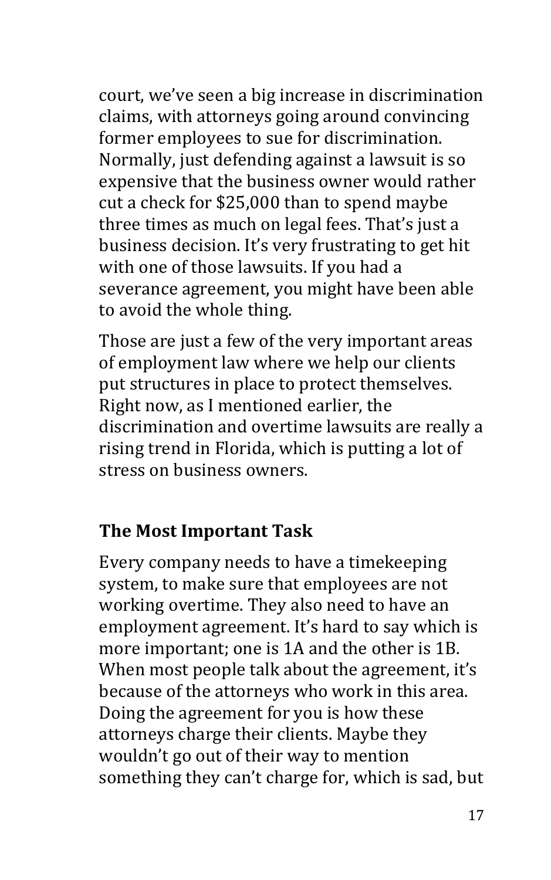court, we've seen a big increase in discrimination claims, with attorneys going around convincing former employees to sue for discrimination. Normally, just defending against a lawsuit is so expensive that the business owner would rather cut a check for $25,000 than to spend maybe three times as much on legal fees. That's just a business decision. It's very frustrating to get hit with one of those lawsuits. If you had a severance agreement, you might have been able to avoid the whole thing.

Those are just a few of the very important areas of employment law where we help our clients put structures in place to protect themselves. Right now, as I mentioned earlier, the discrimination and overtime lawsuits are really a rising trend in Florida, which is putting a lot of stress on business owners.

### The Most Important Task

Every company needs to have a timekeeping system, to make sure that employees are not working overtime. They also need to have an employment agreement. It's hard to say which is more important; one is 1A and the other is 1B. When most people talk about the agreement, it's because of the attorneys who work in this area. Doing the agreement for you is how these attorneys charge their clients. Maybe they wouldn't go out of their way to mention something they can't charge for, which is sad, but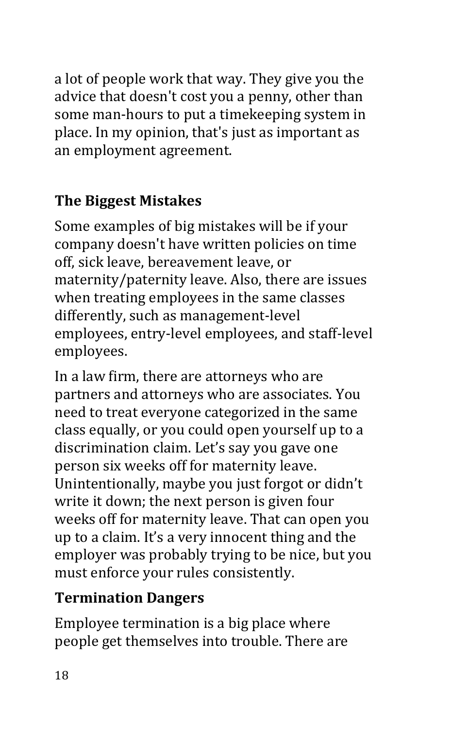a lot of people work that way. They give you the advice that doesn't cost you a penny, other than some man-hours to put a timekeeping system in place. In my opinion, that's just as important as an employment agreement.

## The Biggest Mistakes

Some examples of big mistakes will be if your company doesn't have written policies on time off, sick leave, bereavement leave, or maternity/paternity leave. Also, there are issues when treating employees in the same classes differently, such as management-level employees, entry-level employees, and staff-level employees.

In a law firm, there are attorneys who are partners and attorneys who are associates. You need to treat everyone categorized in the same class equally, or you could open yourself up to a discrimination claim. Let's say you gave one person six weeks off for maternity leave. Unintentionally, maybe you just forgot or didn't write it down; the next person is given four weeks off for maternity leave. That can open you up to a claim. It's a very innocent thing and the employer was probably trying to be nice, but you must enforce your rules consistently.

## Termination Dangers

Employee termination is a big place where people get themselves into trouble. There are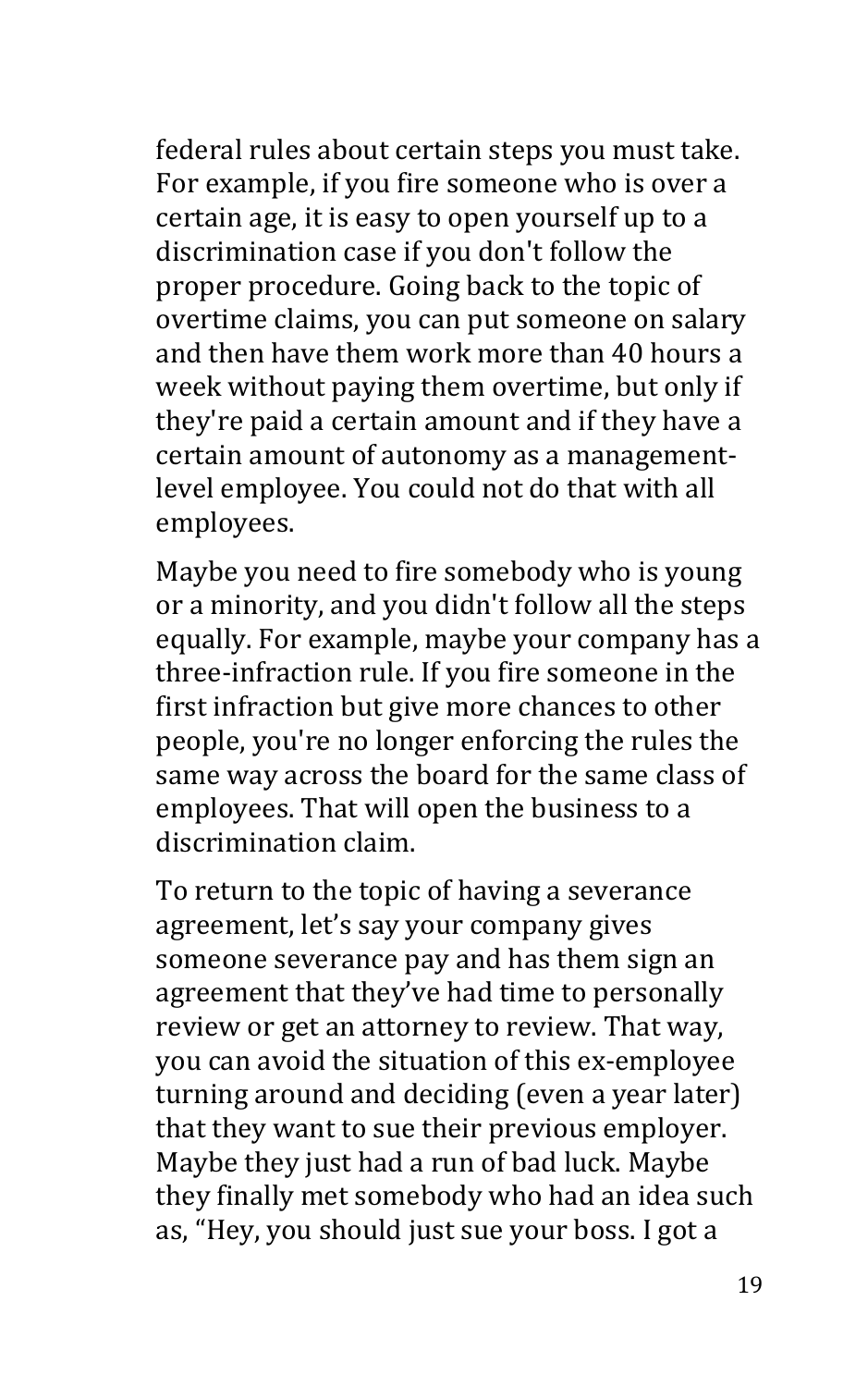federal rules about certain steps you must take. For example, if you fire someone who is over a certain age, it is easy to open yourself up to a discrimination case if you don't follow the proper procedure. Going back to the topic of overtime claims, you can put someone on salary and then have them work more than 40 hours a week without paying them overtime, but only if they're paid a certain amount and if they have a certain amount of autonomy as a management-level employee. You could not do that with all employees.

Maybe you need to fire somebody who is young or a minority, and you didn't follow all the steps equally. For example, maybe your company has a three-infraction rule. If you fire someone in the first infraction but give more chances to other people, you're no longer enforcing the rules the same way across the board for the same class of employees. That will open the business to a discrimination claim.

To return to the topic of having a severance agreement, let's say your company gives someone severance pay and has them sign an agreement that they've had time to personally review or get an attorney to review. That way, you can avoid the situation of this ex-employee turning around and deciding (even a year later) that they want to sue their previous employer. Maybe they just had a run of bad luck. Maybe they finally met somebody who had an idea such as, "Hey, you should just sue your boss. I got a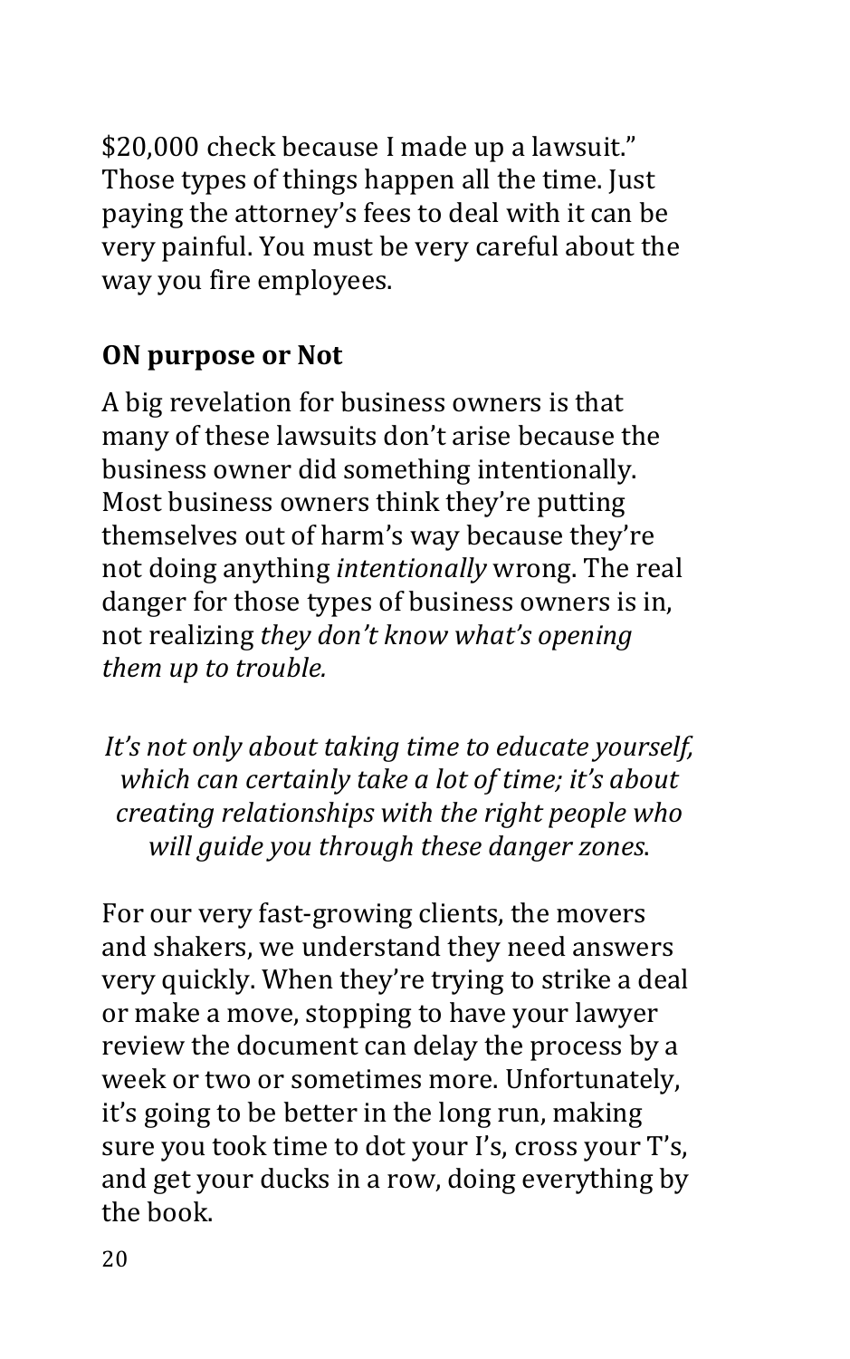$20,000 check because I made up a lawsuit." Those types of things happen all the time. Just paying the attorney's fees to deal with it can be very painful. You must be very careful about the way you fire employees.

## ON purpose or Not

A big revelation for business owners is that many of these lawsuits don't arise because the business owner did something intentionally. Most business owners think they're putting themselves out of harm's way because they're not doing anything *intentionally* wrong. The real danger for those types of business owners is in, not realizing *they don't know what's opening them up to trouble.*

*It's not only about taking time to educate yourself, which can certainly take a lot of time; it's about creating relationships with the right people who will guide you through these danger zones*.

For our very fast-growing clients, the movers and shakers, we understand they need answers very quickly. When they're trying to strike a deal or make a move, stopping to have your lawyer review the document can delay the process by a week or two or sometimes more. Unfortunately, it's going to be better in the long run, making sure you took time to dot your I's, cross your T's, and get your ducks in a row, doing everything by the book.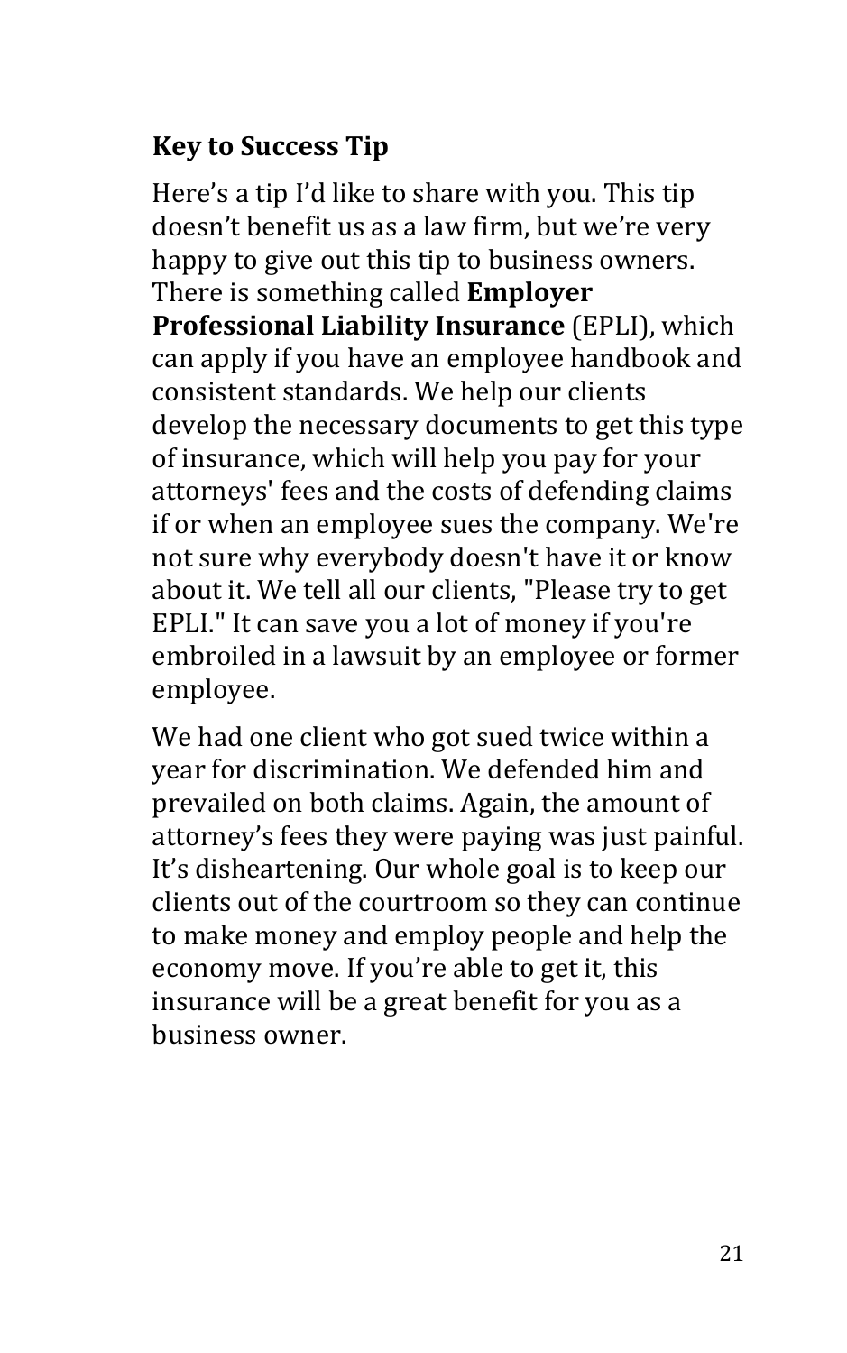### Key to Success Tip

Here's a tip I'd like to share with you. This tip doesn't benefit us as a law firm, but we're very happy to give out this tip to business owners. There is something called **Employer Professional Liability Insurance** (EPLI), which can apply if you have an employee handbook and consistent standards. We help our clients develop the necessary documents to get this type of insurance, which will help you pay for your attorneys' fees and the costs of defending claims if or when an employee sues the company. We're not sure why everybody doesn't have it or know about it. We tell all our clients, "Please try to get EPLI." It can save you a lot of money if you're embroiled in a lawsuit by an employee or former employee.

We had one client who got sued twice within a year for discrimination. We defended him and prevailed on both claims. Again, the amount of attorney's fees they were paying was just painful. It's disheartening. Our whole goal is to keep our clients out of the courtroom so they can continue to make money and employ people and help the economy move. If you're able to get it, this insurance will be a great benefit for you as a business owner.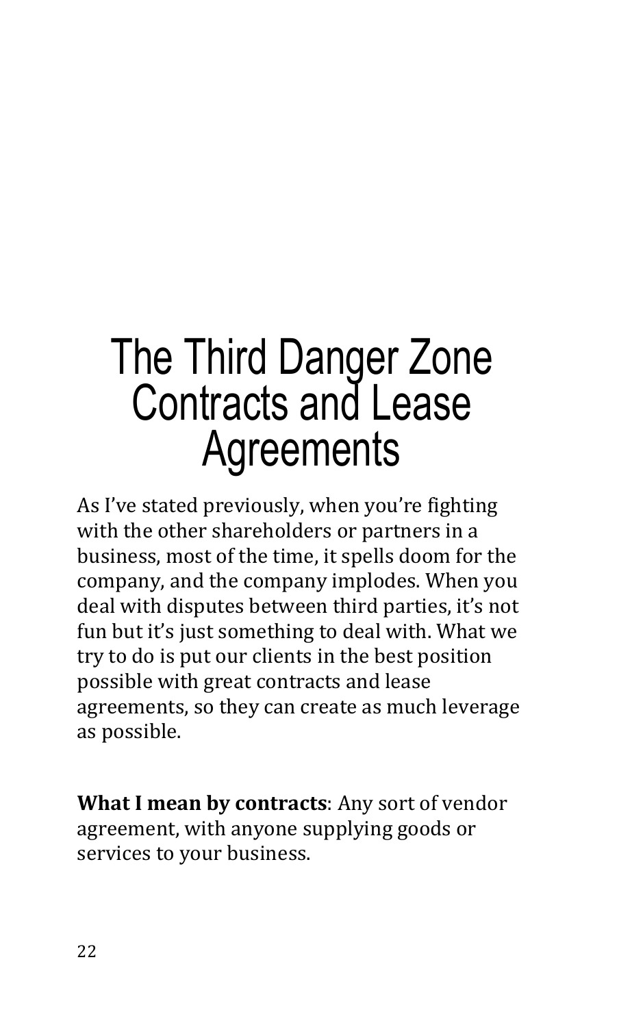# The Third Danger Zone Contracts and Lease Agreements

As I've stated previously, when you're fighting with the other shareholders or partners in a business, most of the time, it spells doom for the company, and the company implodes. When you deal with disputes between third parties, it's not fun but it's just something to deal with. What we try to do is put our clients in the best position possible with great contracts and lease agreements, so they can create as much leverage as possible.

**What I mean by contracts**: Any sort of vendor agreement, with anyone supplying goods or services to your business.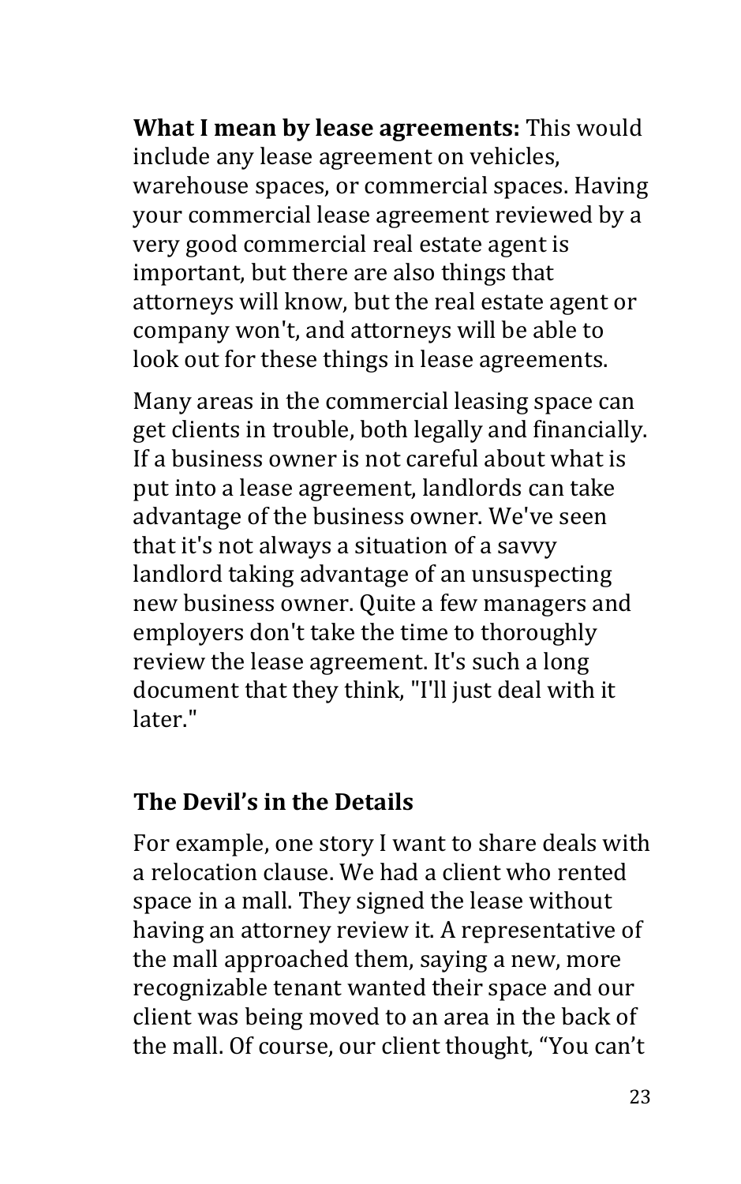**What I mean by lease agreements:** This would include any lease agreement on vehicles, warehouse spaces, or commercial spaces. Having your commercial lease agreement reviewed by a very good commercial real estate agent is important, but there are also things that attorneys will know, but the real estate agent or company won't, and attorneys will be able to look out for these things in lease agreements.

Many areas in the commercial leasing space can get clients in trouble, both legally and financially. If a business owner is not careful about what is put into a lease agreement, landlords can take advantage of the business owner. We've seen that it's not always a situation of a savvy landlord taking advantage of an unsuspecting new business owner. Quite a few managers and employers don't take the time to thoroughly review the lease agreement. It's such a long document that they think, "I'll just deal with it later."

## The Devil's in the Details

For example, one story I want to share deals with a relocation clause. We had a client who rented space in a mall. They signed the lease without having an attorney review it. A representative of the mall approached them, saying a new, more recognizable tenant wanted their space and our client was being moved to an area in the back of the mall. Of course, our client thought, "You can't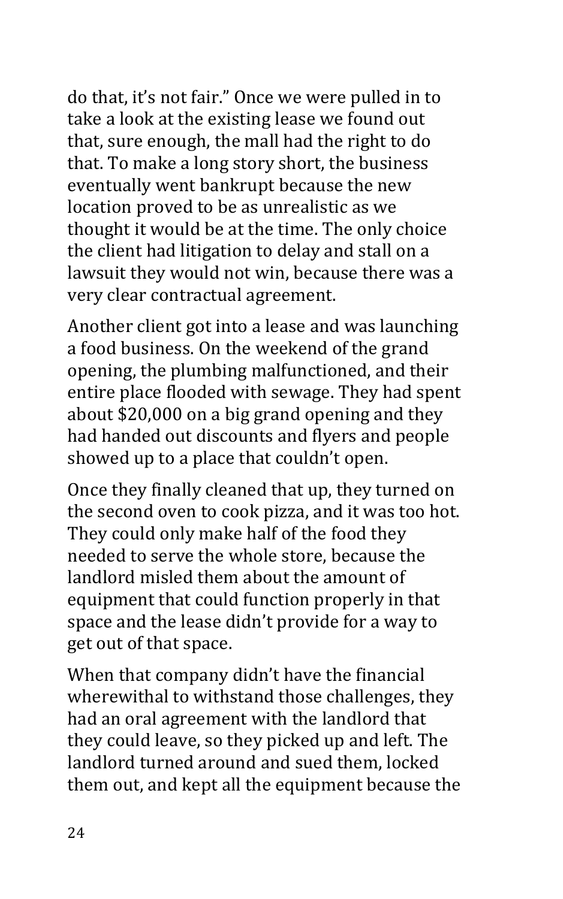do that, it's not fair." Once we were pulled in to take a look at the existing lease we found out that, sure enough, the mall had the right to do that. To make a long story short, the business eventually went bankrupt because the new location proved to be as unrealistic as we thought it would be at the time. The only choice the client had litigation to delay and stall on a lawsuit they would not win, because there was a very clear contractual agreement.

Another client got into a lease and was launching a food business. On the weekend of the grand opening, the plumbing malfunctioned, and their entire place flooded with sewage. They had spent about $20,000 on a big grand opening and they had handed out discounts and flyers and people showed up to a place that couldn't open.

Once they finally cleaned that up, they turned on the second oven to cook pizza, and it was too hot. They could only make half of the food they needed to serve the whole store, because the landlord misled them about the amount of equipment that could function properly in that space and the lease didn't provide for a way to get out of that space.

When that company didn't have the financial wherewithal to withstand those challenges, they had an oral agreement with the landlord that they could leave, so they picked up and left. The landlord turned around and sued them, locked them out, and kept all the equipment because the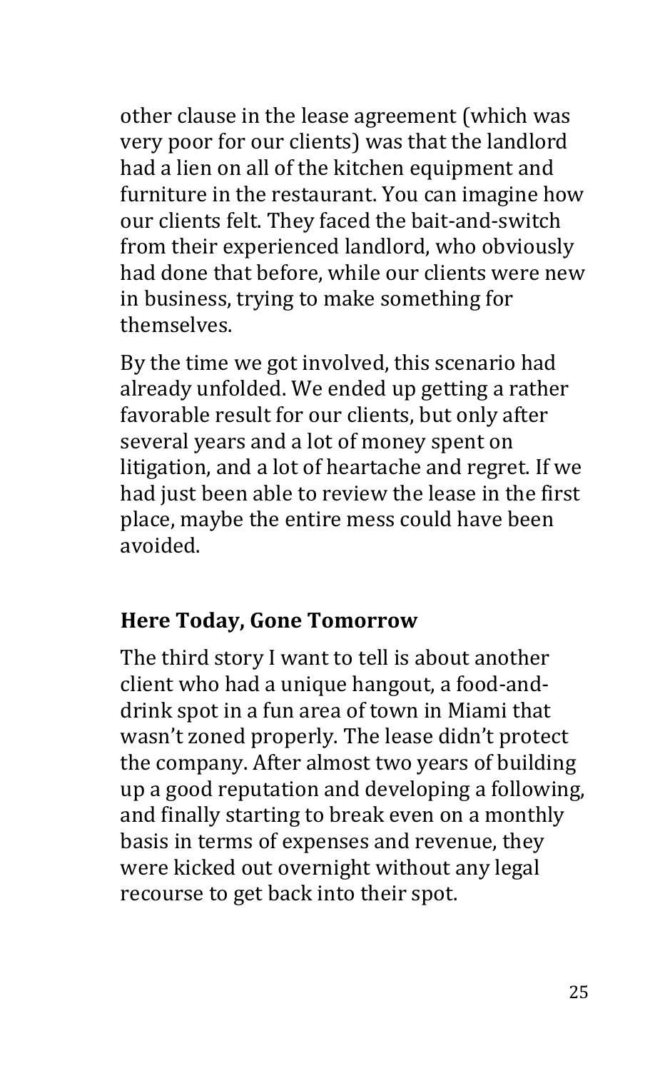other clause in the lease agreement (which was very poor for our clients) was that the landlord had a lien on all of the kitchen equipment and furniture in the restaurant. You can imagine how our clients felt. They faced the bait-and-switch from their experienced landlord, who obviously had done that before, while our clients were new in business, trying to make something for themselves.

By the time we got involved, this scenario had already unfolded. We ended up getting a rather favorable result for our clients, but only after several years and a lot of money spent on litigation, and a lot of heartache and regret. If we had just been able to review the lease in the first place, maybe the entire mess could have been avoided.

### Here Today, Gone Tomorrow

The third story I want to tell is about another client who had a unique hangout, a food-and-drink spot in a fun area of town in Miami that wasn't zoned properly. The lease didn't protect the company. After almost two years of building up a good reputation and developing a following, and finally starting to break even on a monthly basis in terms of expenses and revenue, they were kicked out overnight without any legal recourse to get back into their spot.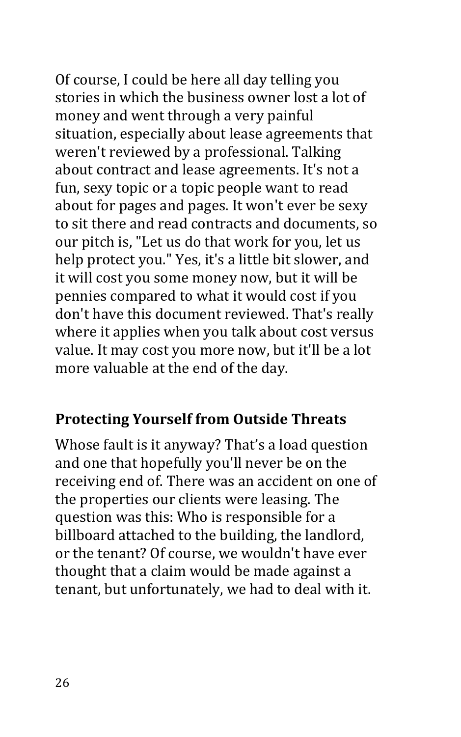Of course, I could be here all day telling you stories in which the business owner lost a lot of money and went through a very painful situation, especially about lease agreements that weren't reviewed by a professional. Talking about contract and lease agreements. It's not a fun, sexy topic or a topic people want to read about for pages and pages. It won't ever be sexy to sit there and read contracts and documents, so our pitch is, "Let us do that work for you, let us help protect you." Yes, it's a little bit slower, and it will cost you some money now, but it will be pennies compared to what it would cost if you don't have this document reviewed. That's really where it applies when you talk about cost versus value. It may cost you more now, but it'll be a lot more valuable at the end of the day.

### Protecting Yourself from Outside Threats

Whose fault is it anyway? That's a load question and one that hopefully you'll never be on the receiving end of. There was an accident on one of the properties our clients were leasing. The question was this: Who is responsible for a billboard attached to the building, the landlord, or the tenant? Of course, we wouldn't have ever thought that a claim would be made against a tenant, but unfortunately, we had to deal with it.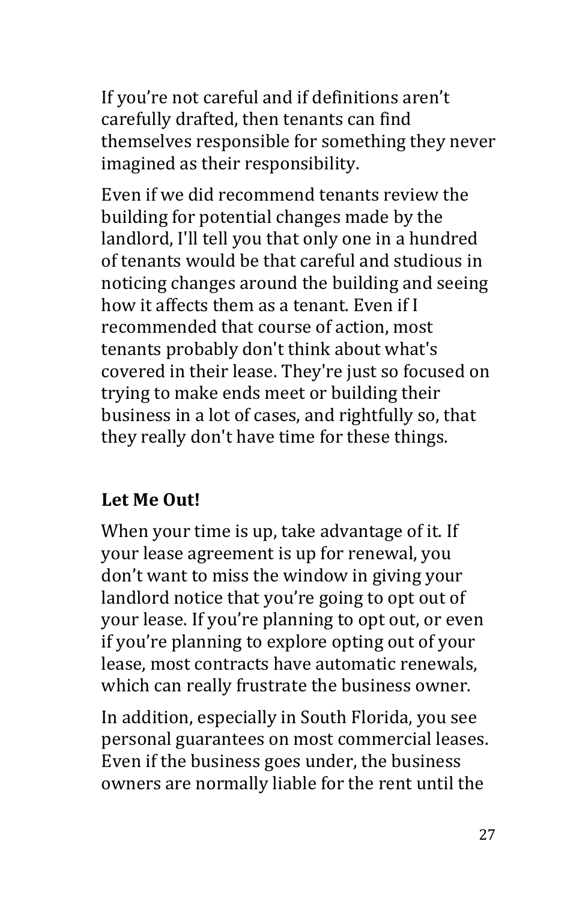If you’re not careful and if definitions aren’t carefully drafted, then tenants can find themselves responsible for something they never imagined as their responsibility.

Even if we did recommend tenants review the building for potential changes made by the landlord, I'll tell you that only one in a hundred of tenants would be that careful and studious in noticing changes around the building and seeing how it affects them as a tenant. Even if I recommended that course of action, most tenants probably don't think about what's covered in their lease. They're just so focused on trying to make ends meet or building their business in a lot of cases, and rightfully so, that they really don't have time for these things.

### Let Me Out!

When your time is up, take advantage of it. If your lease agreement is up for renewal, you don’t want to miss the window in giving your landlord notice that you’re going to opt out of your lease. If you’re planning to opt out, or even if you’re planning to explore opting out of your lease, most contracts have automatic renewals, which can really frustrate the business owner.

In addition, especially in South Florida, you see personal guarantees on most commercial leases. Even if the business goes under, the business owners are normally liable for the rent until the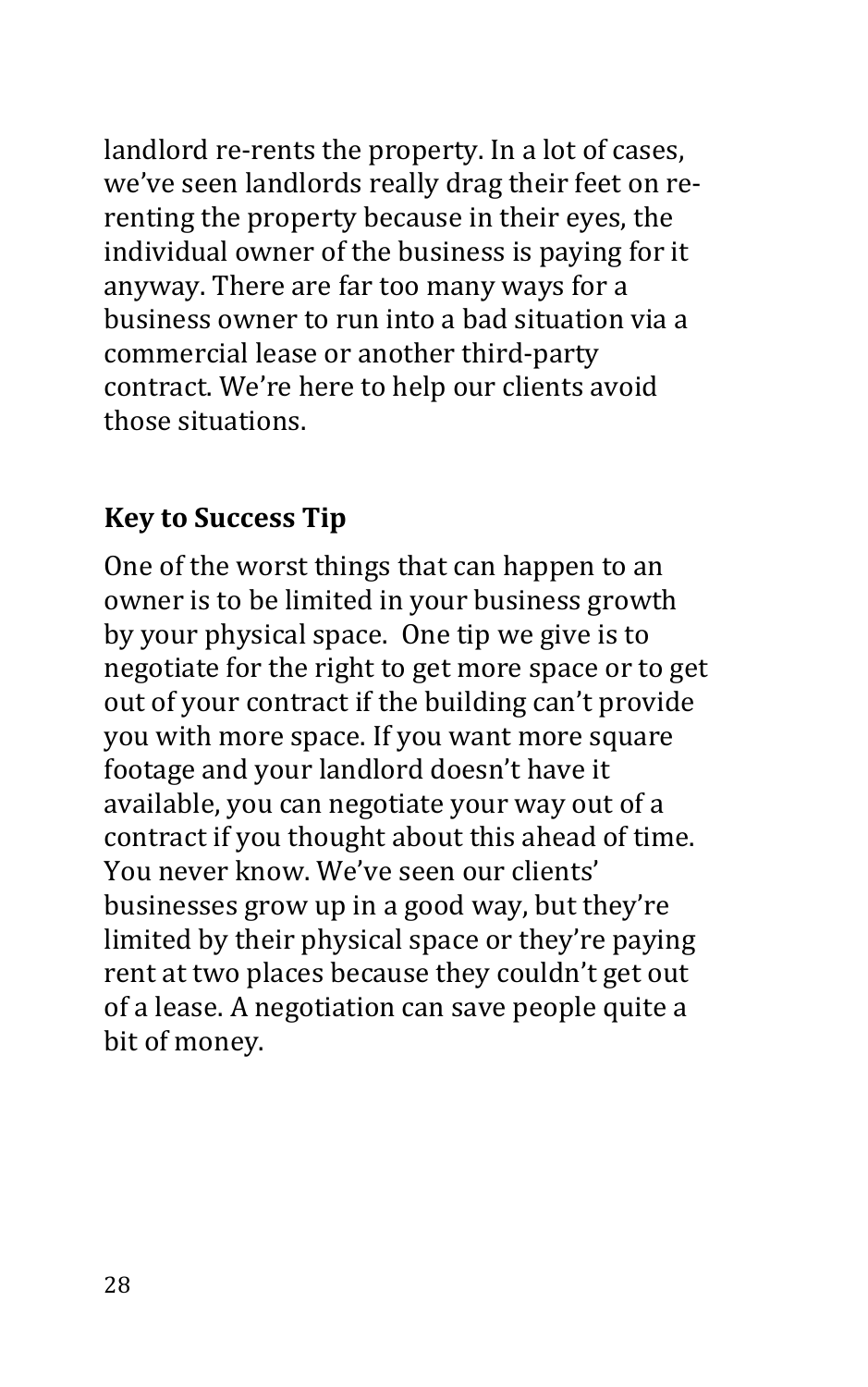landlord re-rents the property. In a lot of cases, we've seen landlords really drag their feet on re-renting the property because in their eyes, the individual owner of the business is paying for it anyway. There are far too many ways for a business owner to run into a bad situation via a commercial lease or another third-party contract. We're here to help our clients avoid those situations.

### Key to Success Tip

One of the worst things that can happen to an owner is to be limited in your business growth by your physical space. One tip we give is to negotiate for the right to get more space or to get out of your contract if the building can't provide you with more space. If you want more square footage and your landlord doesn't have it available, you can negotiate your way out of a contract if you thought about this ahead of time. You never know. We've seen our clients' businesses grow up in a good way, but they're limited by their physical space or they're paying rent at two places because they couldn't get out of a lease. A negotiation can save people quite a bit of money.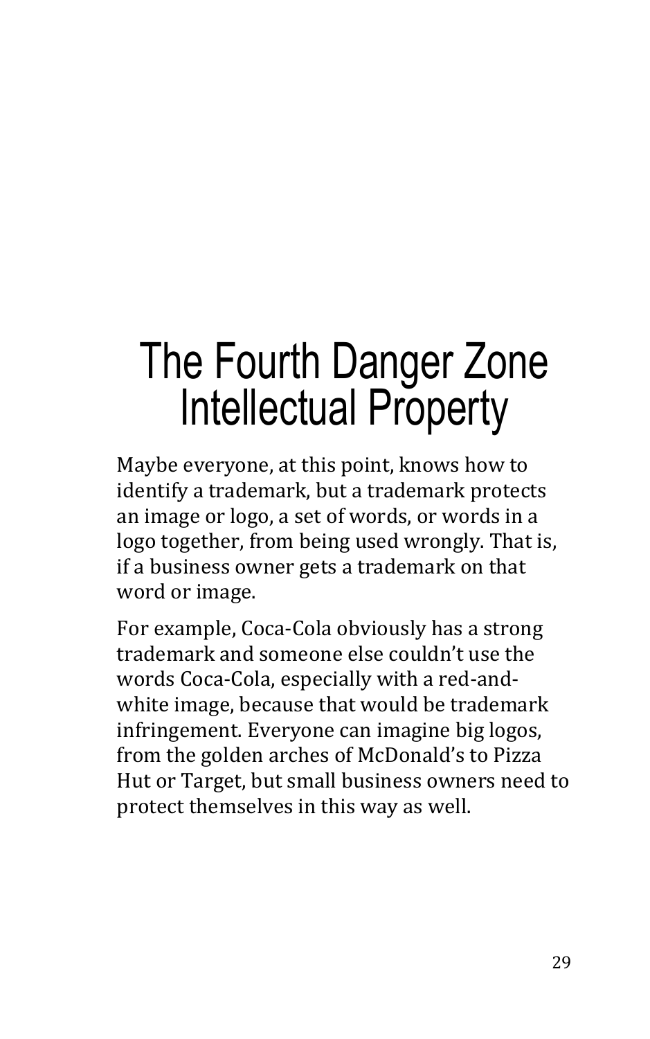# The Fourth Danger Zone
# Intellectual Property

Maybe everyone, at this point, knows how to identify a trademark, but a trademark protects an image or logo, a set of words, or words in a logo together, from being used wrongly. That is, if a business owner gets a trademark on that word or image.

For example, Coca-Cola obviously has a strong trademark and someone else couldn't use the words Coca-Cola, especially with a red-and-white image, because that would be trademark infringement. Everyone can imagine big logos, from the golden arches of McDonald's to Pizza Hut or Target, but small business owners need to protect themselves in this way as well.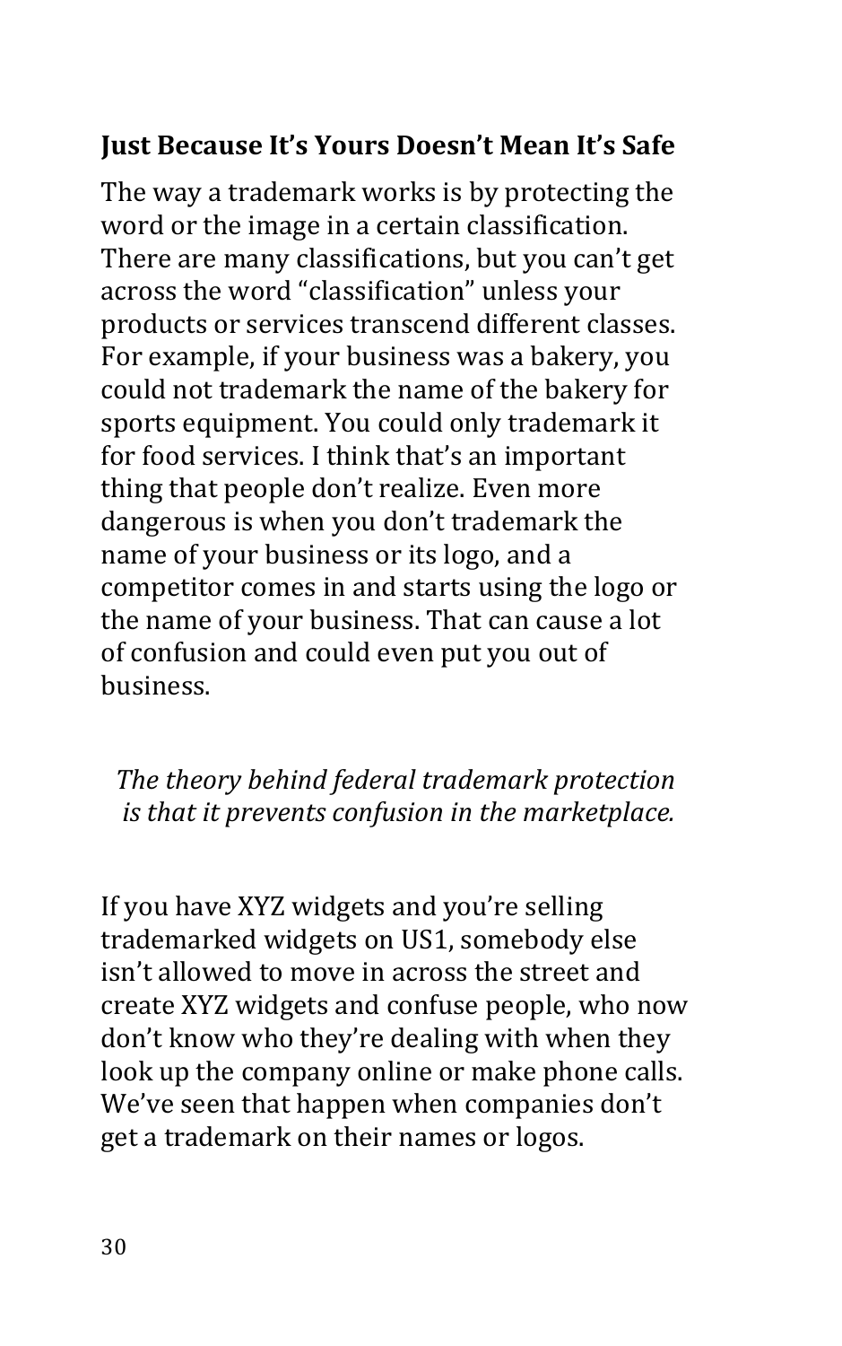## Just Because It's Yours Doesn't Mean It's Safe

The way a trademark works is by protecting the word or the image in a certain classification. There are many classifications, but you can't get across the word "classification" unless your products or services transcend different classes. For example, if your business was a bakery, you could not trademark the name of the bakery for sports equipment. You could only trademark it for food services. I think that's an important thing that people don't realize. Even more dangerous is when you don't trademark the name of your business or its logo, and a competitor comes in and starts using the logo or the name of your business. That can cause a lot of confusion and could even put you out of business.

*The theory behind federal trademark protection is that it prevents confusion in the marketplace.*

If you have XYZ widgets and you're selling trademarked widgets on US1, somebody else isn't allowed to move in across the street and create XYZ widgets and confuse people, who now don't know who they're dealing with when they look up the company online or make phone calls. We've seen that happen when companies don't get a trademark on their names or logos.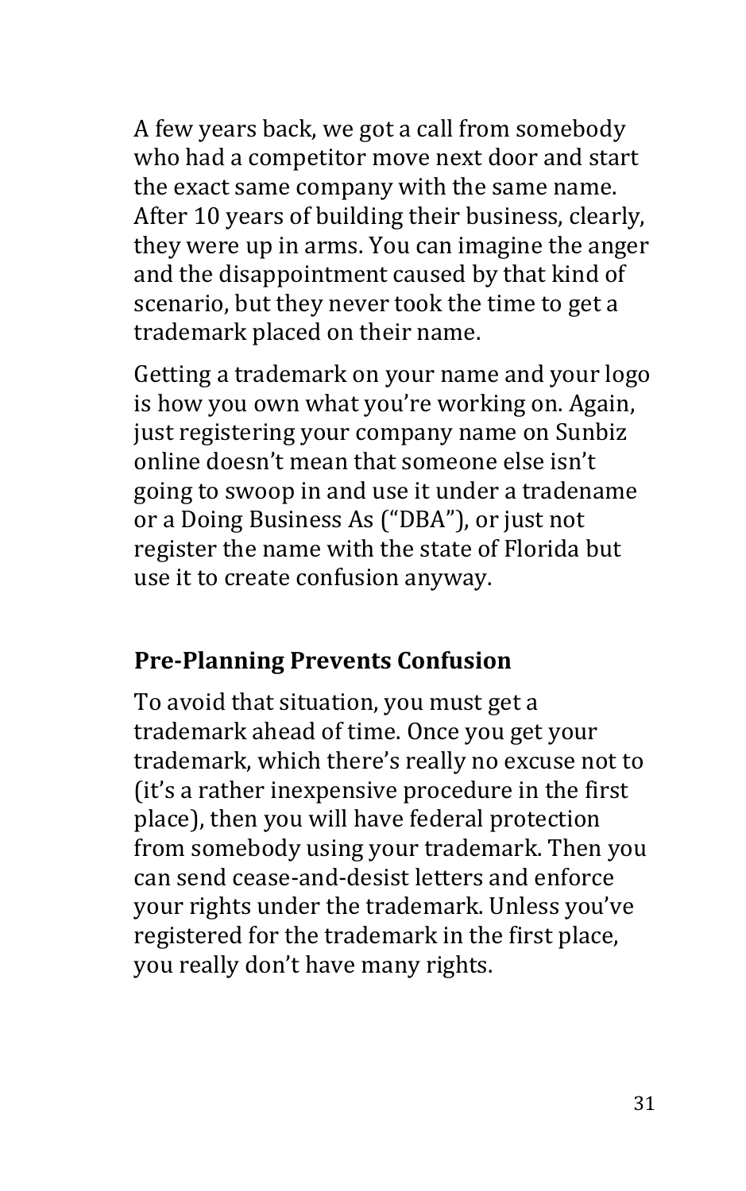A few years back, we got a call from somebody who had a competitor move next door and start the exact same company with the same name. After 10 years of building their business, clearly, they were up in arms. You can imagine the anger and the disappointment caused by that kind of scenario, but they never took the time to get a trademark placed on their name.

Getting a trademark on your name and your logo is how you own what you're working on. Again, just registering your company name on Sunbiz online doesn't mean that someone else isn't going to swoop in and use it under a tradename or a Doing Business As ("DBA"), or just not register the name with the state of Florida but use it to create confusion anyway.

## Pre-Planning Prevents Confusion

To avoid that situation, you must get a trademark ahead of time. Once you get your trademark, which there's really no excuse not to (it's a rather inexpensive procedure in the first place), then you will have federal protection from somebody using your trademark. Then you can send cease-and-desist letters and enforce your rights under the trademark. Unless you've registered for the trademark in the first place, you really don't have many rights.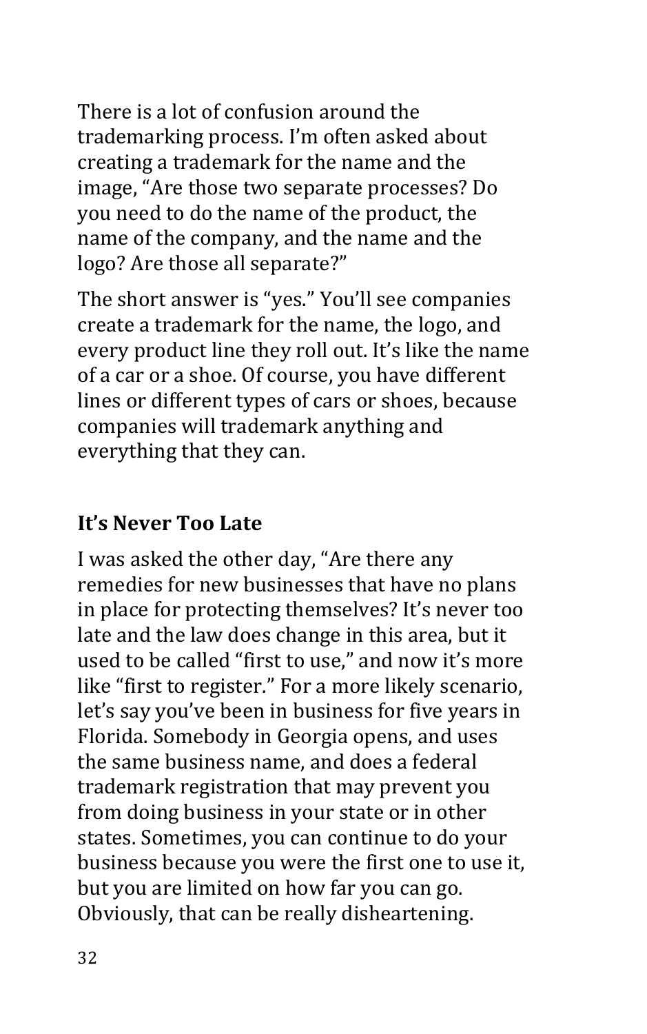There is a lot of confusion around the trademarking process. I'm often asked about creating a trademark for the name and the image, "Are those two separate processes? Do you need to do the name of the product, the name of the company, and the name and the logo? Are those all separate?"

The short answer is "yes." You'll see companies create a trademark for the name, the logo, and every product line they roll out. It's like the name of a car or a shoe. Of course, you have different lines or different types of cars or shoes, because companies will trademark anything and everything that they can.

## It's Never Too Late

I was asked the other day, "Are there any remedies for new businesses that have no plans in place for protecting themselves? It's never too late and the law does change in this area, but it used to be called "first to use," and now it's more like "first to register." For a more likely scenario, let's say you've been in business for five years in Florida. Somebody in Georgia opens, and uses the same business name, and does a federal trademark registration that may prevent you from doing business in your state or in other states. Sometimes, you can continue to do your business because you were the first one to use it, but you are limited on how far you can go. Obviously, that can be really disheartening.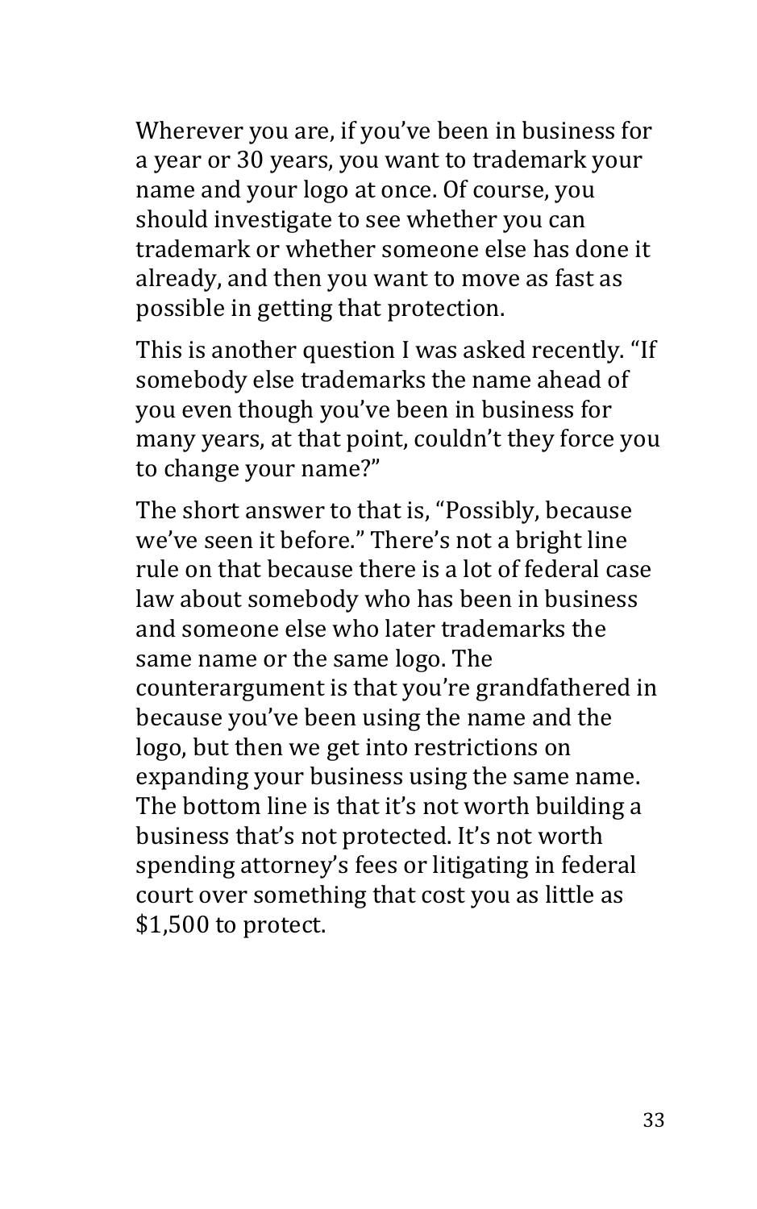Wherever you are, if you've been in business for a year or 30 years, you want to trademark your name and your logo at once. Of course, you should investigate to see whether you can trademark or whether someone else has done it already, and then you want to move as fast as possible in getting that protection.

This is another question I was asked recently. "If somebody else trademarks the name ahead of you even though you've been in business for many years, at that point, couldn't they force you to change your name?"

The short answer to that is, "Possibly, because we've seen it before." There's not a bright line rule on that because there is a lot of federal case law about somebody who has been in business and someone else who later trademarks the same name or the same logo. The counterargument is that you're grandfathered in because you've been using the name and the logo, but then we get into restrictions on expanding your business using the same name. The bottom line is that it's not worth building a business that's not protected. It's not worth spending attorney's fees or litigating in federal court over something that cost you as little as $1,500 to protect.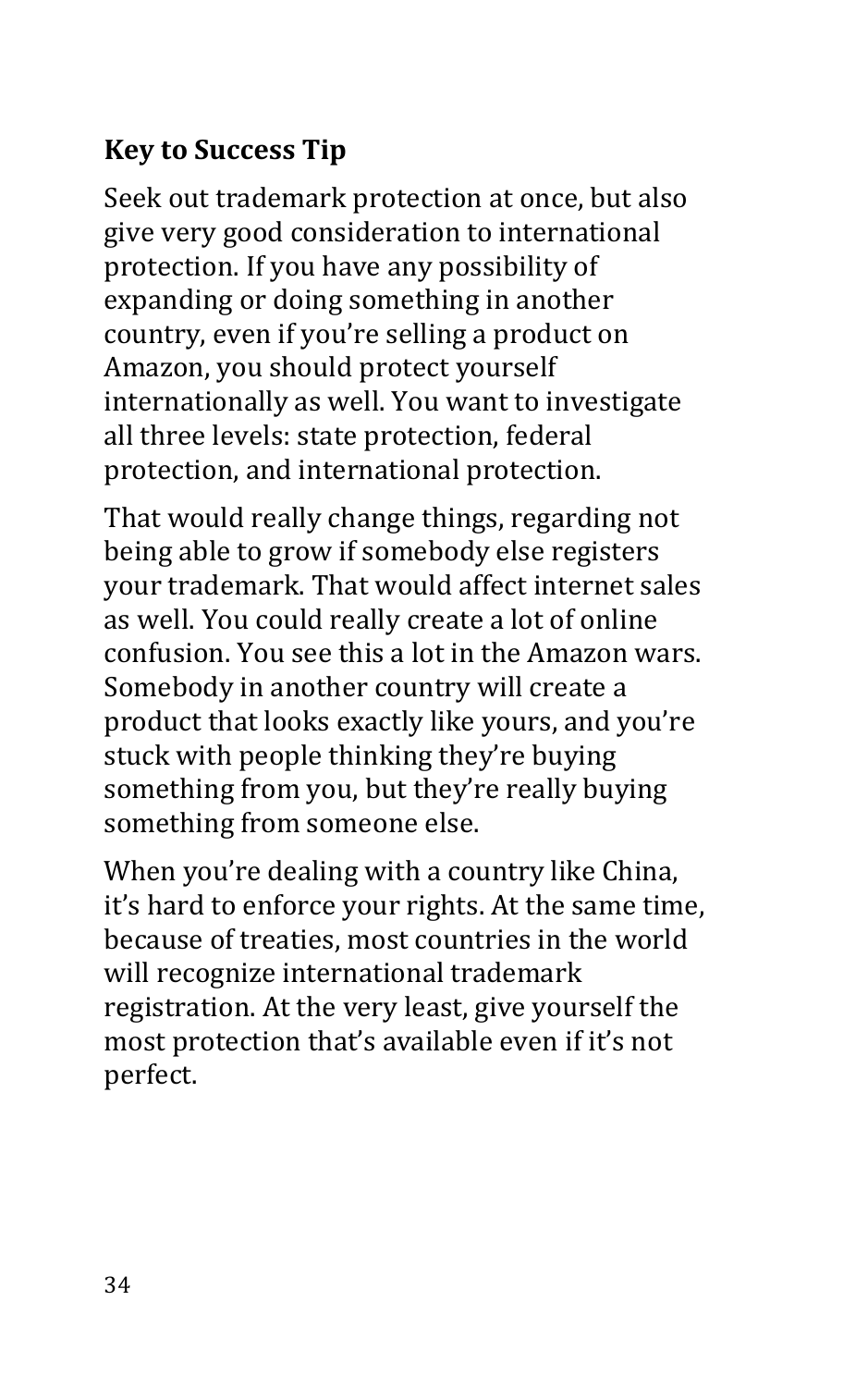**Key to Success Tip**

Seek out trademark protection at once, but also give very good consideration to international protection. If you have any possibility of expanding or doing something in another country, even if you're selling a product on Amazon, you should protect yourself internationally as well. You want to investigate all three levels: state protection, federal protection, and international protection.

That would really change things, regarding not being able to grow if somebody else registers your trademark. That would affect internet sales as well. You could really create a lot of online confusion. You see this a lot in the Amazon wars. Somebody in another country will create a product that looks exactly like yours, and you're stuck with people thinking they're buying something from you, but they're really buying something from someone else.

When you're dealing with a country like China, it's hard to enforce your rights. At the same time, because of treaties, most countries in the world will recognize international trademark registration. At the very least, give yourself the most protection that's available even if it's not perfect.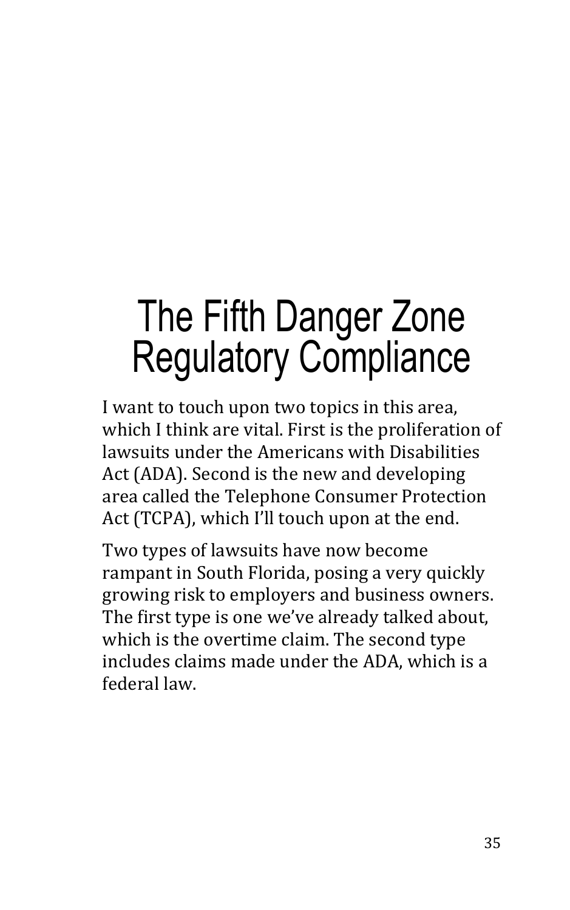# The Fifth Danger Zone
# Regulatory Compliance

I want to touch upon two topics in this area, which I think are vital. First is the proliferation of lawsuits under the Americans with Disabilities Act (ADA). Second is the new and developing area called the Telephone Consumer Protection Act (TCPA), which I'll touch upon at the end.

Two types of lawsuits have now become rampant in South Florida, posing a very quickly growing risk to employers and business owners. The first type is one we've already talked about, which is the overtime claim. The second type includes claims made under the ADA, which is a federal law.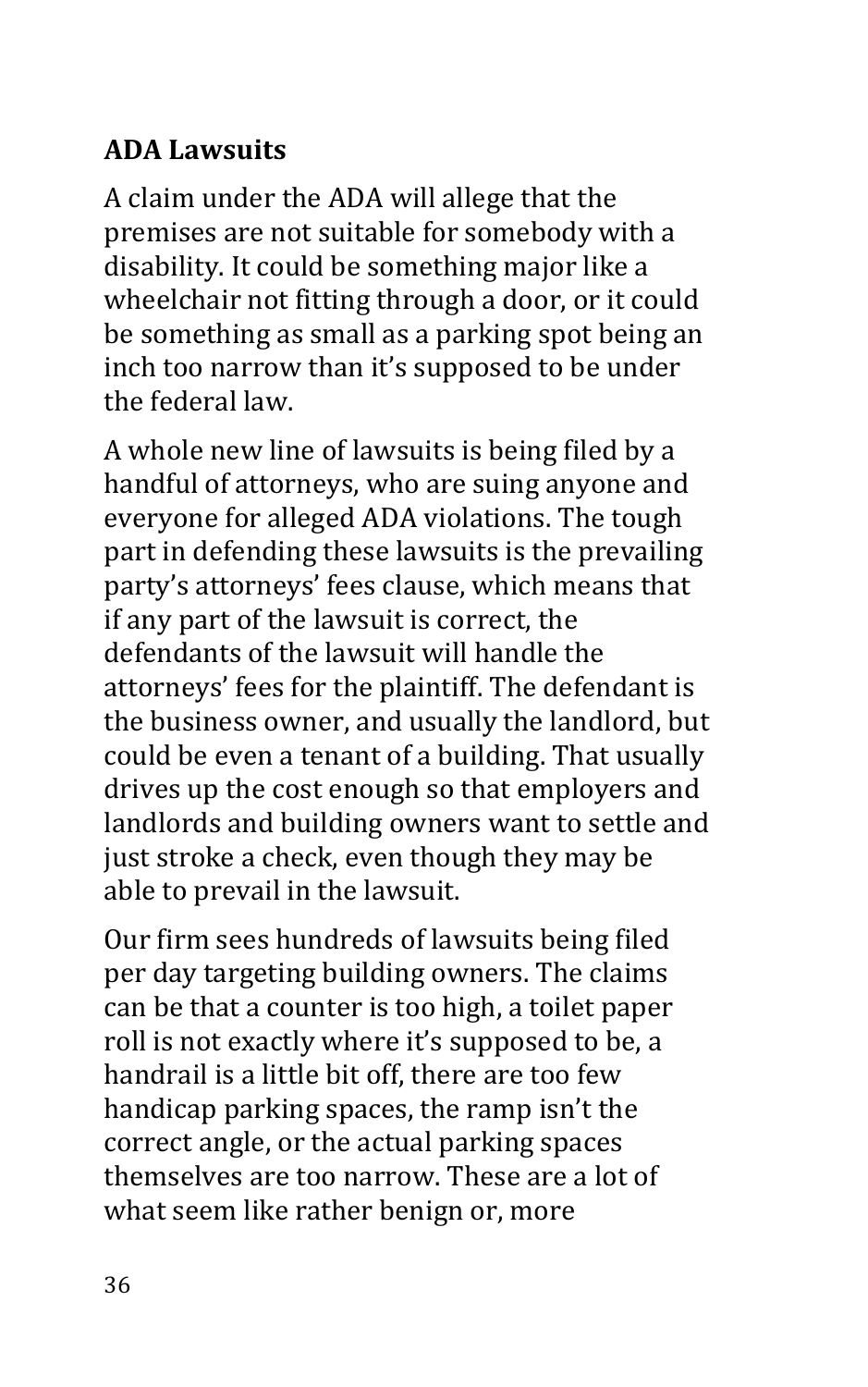## ADA Lawsuits

A claim under the ADA will allege that the premises are not suitable for somebody with a disability. It could be something major like a wheelchair not fitting through a door, or it could be something as small as a parking spot being an inch too narrow than it's supposed to be under the federal law.

A whole new line of lawsuits is being filed by a handful of attorneys, who are suing anyone and everyone for alleged ADA violations. The tough part in defending these lawsuits is the prevailing party's attorneys' fees clause, which means that if any part of the lawsuit is correct, the defendants of the lawsuit will handle the attorneys' fees for the plaintiff. The defendant is the business owner, and usually the landlord, but could be even a tenant of a building. That usually drives up the cost enough so that employers and landlords and building owners want to settle and just stroke a check, even though they may be able to prevail in the lawsuit.

Our firm sees hundreds of lawsuits being filed per day targeting building owners. The claims can be that a counter is too high, a toilet paper roll is not exactly where it's supposed to be, a handrail is a little bit off, there are too few handicap parking spaces, the ramp isn't the correct angle, or the actual parking spaces themselves are too narrow. These are a lot of what seem like rather benign or, more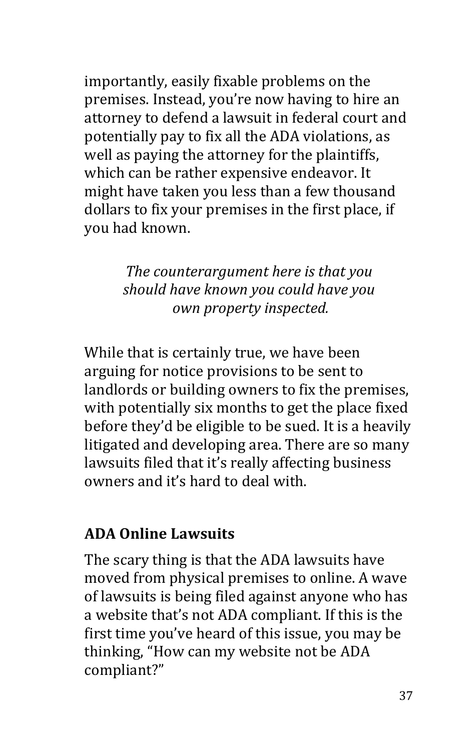importantly, easily fixable problems on the premises. Instead, you're now having to hire an attorney to defend a lawsuit in federal court and potentially pay to fix all the ADA violations, as well as paying the attorney for the plaintiffs, which can be rather expensive endeavor. It might have taken you less than a few thousand dollars to fix your premises in the first place, if you had known.

*The counterargument here is that you should have known you could have you own property inspected.*

While that is certainly true, we have been arguing for notice provisions to be sent to landlords or building owners to fix the premises, with potentially six months to get the place fixed before they'd be eligible to be sued. It is a heavily litigated and developing area. There are so many lawsuits filed that it's really affecting business owners and it's hard to deal with.

### ADA Online Lawsuits

The scary thing is that the ADA lawsuits have moved from physical premises to online. A wave of lawsuits is being filed against anyone who has a website that's not ADA compliant. If this is the first time you've heard of this issue, you may be thinking, "How can my website not be ADA compliant?"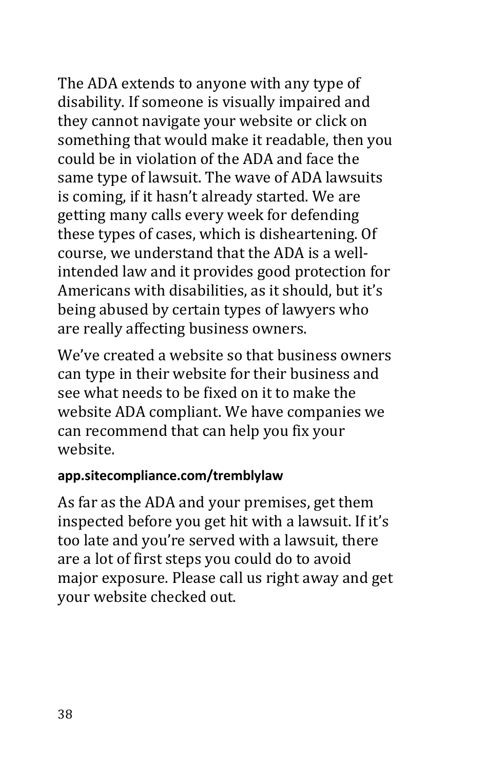The ADA extends to anyone with any type of disability. If someone is visually impaired and they cannot navigate your website or click on something that would make it readable, then you could be in violation of the ADA and face the same type of lawsuit. The wave of ADA lawsuits is coming, if it hasn't already started. We are getting many calls every week for defending these types of cases, which is disheartening. Of course, we understand that the ADA is a well-intended law and it provides good protection for Americans with disabilities, as it should, but it's being abused by certain types of lawyers who are really affecting business owners.

We've created a website so that business owners can type in their website for their business and see what needs to be fixed on it to make the website ADA compliant. We have companies we can recommend that can help you fix your website.

**app.sitecompliance.com/tremblylaw**

As far as the ADA and your premises, get them inspected before you get hit with a lawsuit. If it's too late and you're served with a lawsuit, there are a lot of first steps you could do to avoid major exposure. Please call us right away and get your website checked out.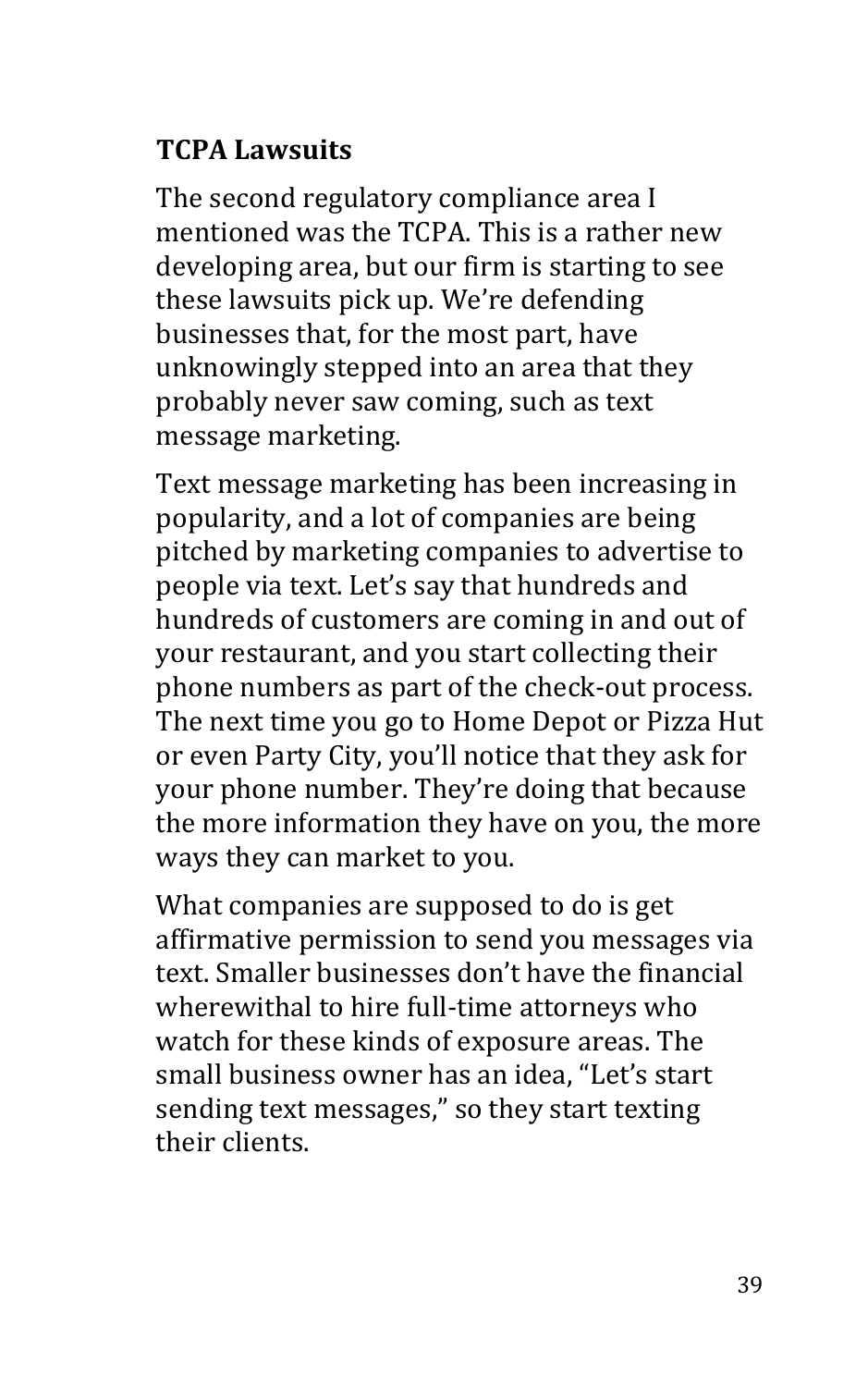**TCPA Lawsuits**

The second regulatory compliance area I mentioned was the TCPA. This is a rather new developing area, but our firm is starting to see these lawsuits pick up. We're defending businesses that, for the most part, have unknowingly stepped into an area that they probably never saw coming, such as text message marketing.

Text message marketing has been increasing in popularity, and a lot of companies are being pitched by marketing companies to advertise to people via text. Let's say that hundreds and hundreds of customers are coming in and out of your restaurant, and you start collecting their phone numbers as part of the check-out process. The next time you go to Home Depot or Pizza Hut or even Party City, you'll notice that they ask for your phone number. They're doing that because the more information they have on you, the more ways they can market to you.

What companies are supposed to do is get affirmative permission to send you messages via text. Smaller businesses don't have the financial wherewithal to hire full-time attorneys who watch for these kinds of exposure areas. The small business owner has an idea, "Let's start sending text messages," so they start texting their clients.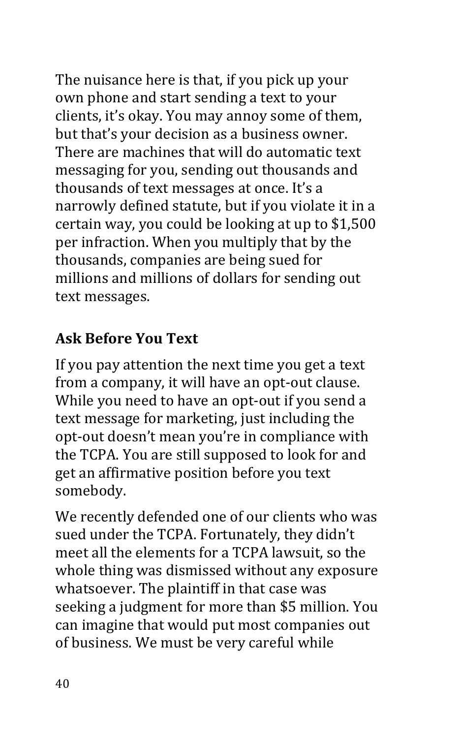The nuisance here is that, if you pick up your own phone and start sending a text to your clients, it's okay. You may annoy some of them, but that's your decision as a business owner. There are machines that will do automatic text messaging for you, sending out thousands and thousands of text messages at once. It's a narrowly defined statute, but if you violate it in a certain way, you could be looking at up to $1,500 per infraction. When you multiply that by the thousands, companies are being sued for millions and millions of dollars for sending out text messages.

## Ask Before You Text

If you pay attention the next time you get a text from a company, it will have an opt-out clause. While you need to have an opt-out if you send a text message for marketing, just including the opt-out doesn't mean you're in compliance with the TCPA. You are still supposed to look for and get an affirmative position before you text somebody.

We recently defended one of our clients who was sued under the TCPA. Fortunately, they didn't meet all the elements for a TCPA lawsuit, so the whole thing was dismissed without any exposure whatsoever. The plaintiff in that case was seeking a judgment for more than $5 million. You can imagine that would put most companies out of business. We must be very careful while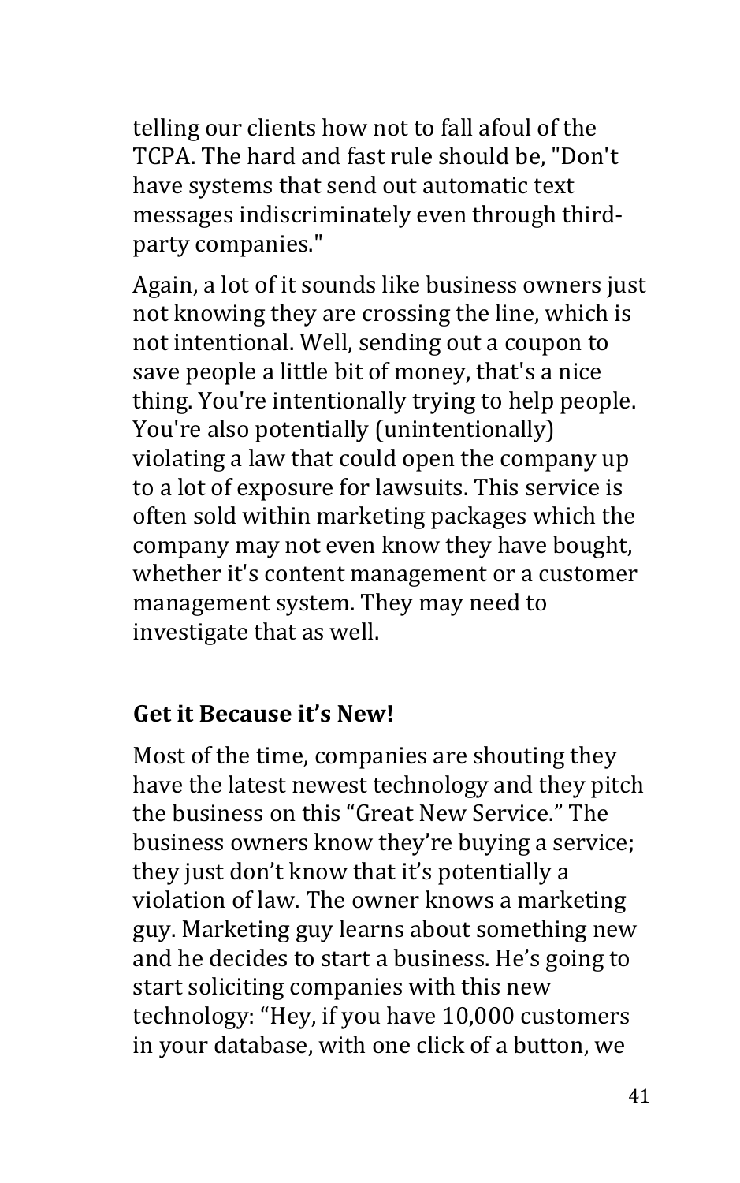telling our clients how not to fall afoul of the TCPA. The hard and fast rule should be, "Don't have systems that send out automatic text messages indiscriminately even through third-party companies."

Again, a lot of it sounds like business owners just not knowing they are crossing the line, which is not intentional. Well, sending out a coupon to save people a little bit of money, that's a nice thing. You're intentionally trying to help people. You're also potentially (unintentionally) violating a law that could open the company up to a lot of exposure for lawsuits. This service is often sold within marketing packages which the company may not even know they have bought, whether it's content management or a customer management system. They may need to investigate that as well.

## Get it Because it's New!

Most of the time, companies are shouting they have the latest newest technology and they pitch the business on this "Great New Service." The business owners know they're buying a service; they just don't know that it's potentially a violation of law. The owner knows a marketing guy. Marketing guy learns about something new and he decides to start a business. He's going to start soliciting companies with this new technology: "Hey, if you have 10,000 customers in your database, with one click of a button, we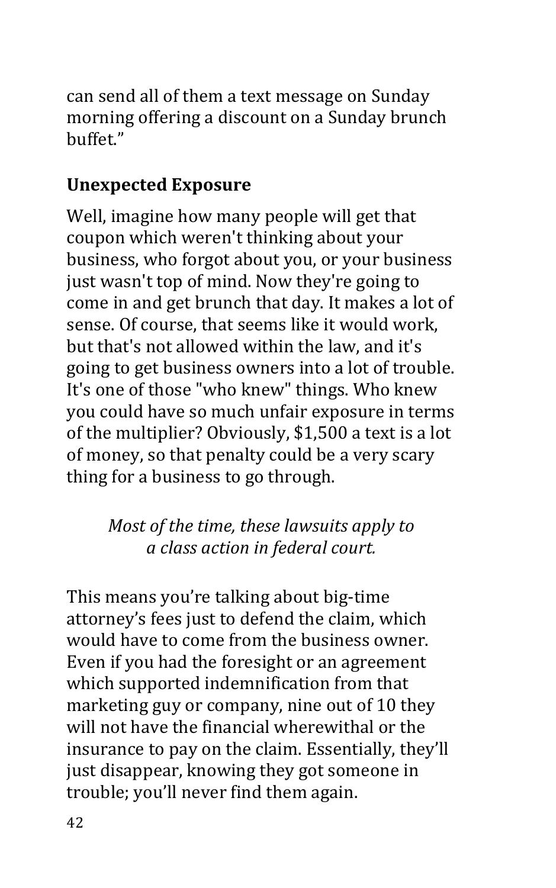can send all of them a text message on Sunday morning offering a discount on a Sunday brunch buffet."

## Unexpected Exposure

Well, imagine how many people will get that coupon which weren't thinking about your business, who forgot about you, or your business just wasn't top of mind. Now they're going to come in and get brunch that day. It makes a lot of sense. Of course, that seems like it would work, but that's not allowed within the law, and it's going to get business owners into a lot of trouble. It's one of those "who knew" things. Who knew you could have so much unfair exposure in terms of the multiplier? Obviously, $1,500 a text is a lot of money, so that penalty could be a very scary thing for a business to go through.

*Most of the time, these lawsuits apply to a class action in federal court.*

This means you're talking about big-time attorney's fees just to defend the claim, which would have to come from the business owner. Even if you had the foresight or an agreement which supported indemnification from that marketing guy or company, nine out of 10 they will not have the financial wherewithal or the insurance to pay on the claim. Essentially, they'll just disappear, knowing they got someone in trouble; you'll never find them again.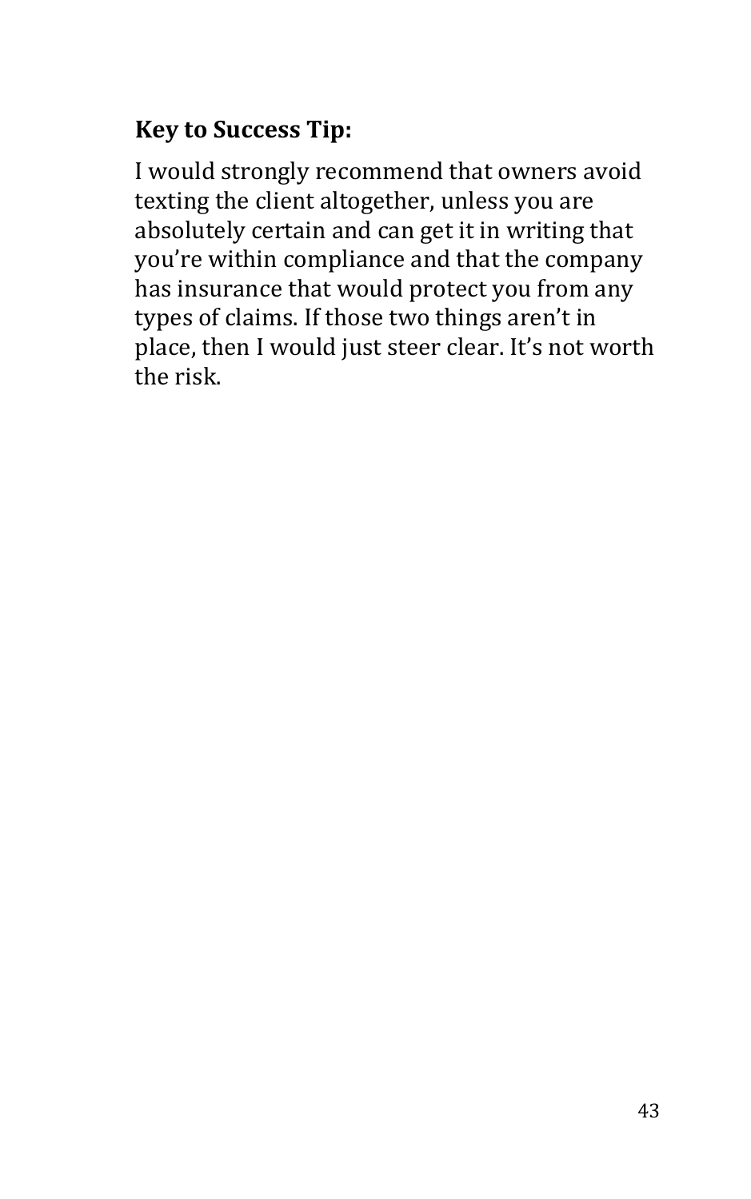**Key to Success Tip:**

I would strongly recommend that owners avoid texting the client altogether, unless you are absolutely certain and can get it in writing that you're within compliance and that the company has insurance that would protect you from any types of claims. If those two things aren't in place, then I would just steer clear. It's not worth the risk.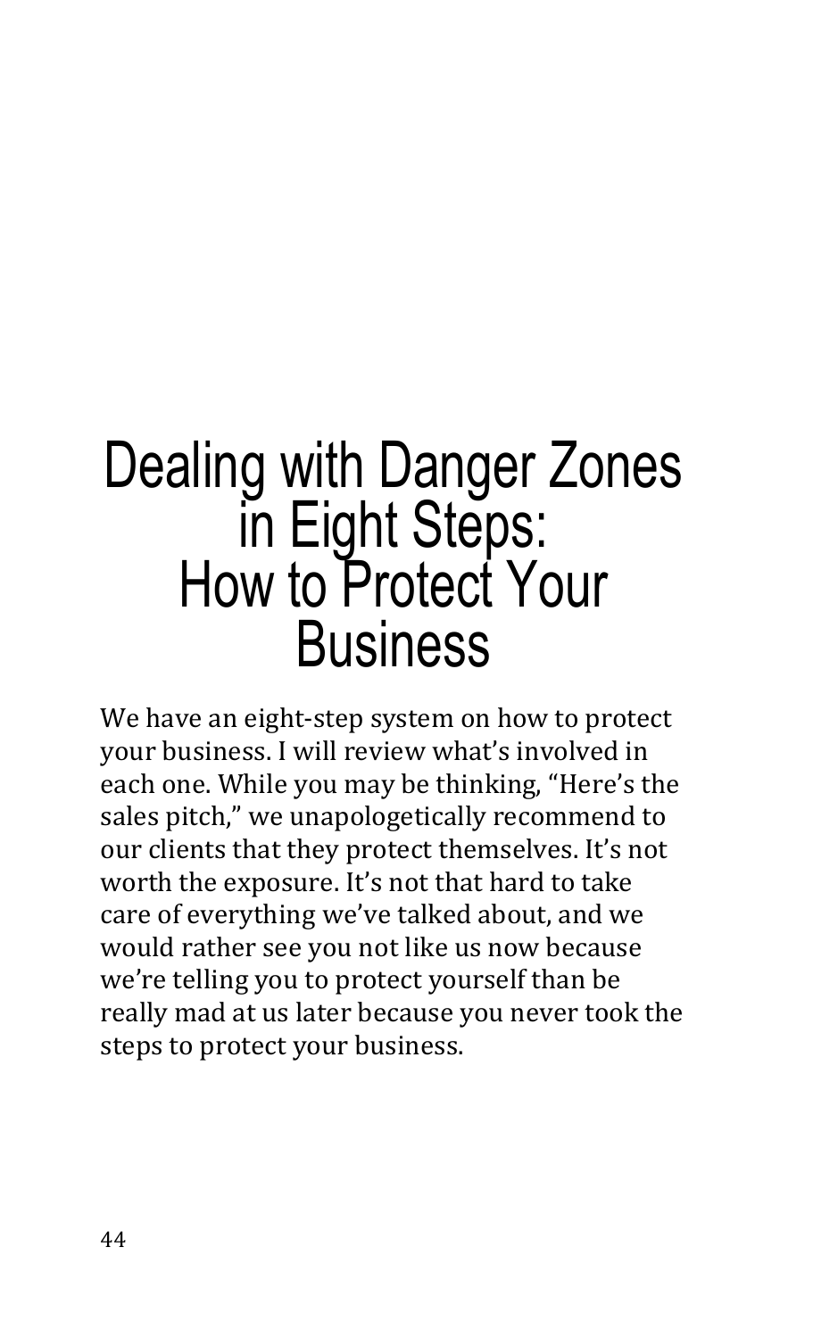# Dealing with Danger Zones in Eight Steps: How to Protect Your Business

We have an eight-step system on how to protect your business. I will review what's involved in each one. While you may be thinking, "Here's the sales pitch," we unapologetically recommend to our clients that they protect themselves. It's not worth the exposure. It's not that hard to take care of everything we've talked about, and we would rather see you not like us now because we're telling you to protect yourself than be really mad at us later because you never took the steps to protect your business.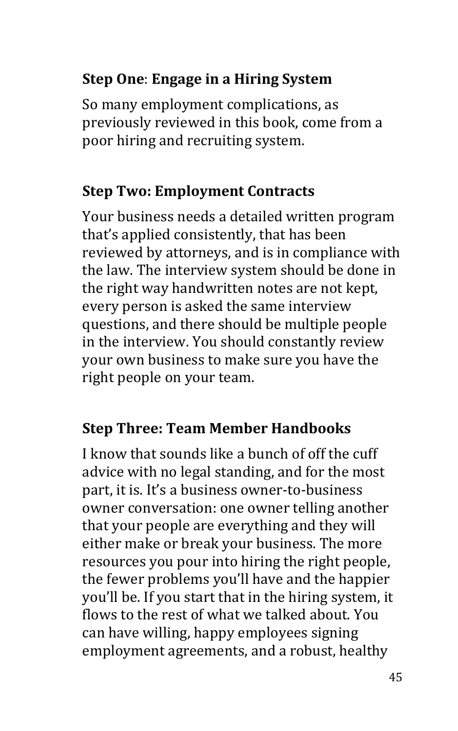### Step One: Engage in a Hiring System

So many employment complications, as previously reviewed in this book, come from a poor hiring and recruiting system.

### Step Two: Employment Contracts

Your business needs a detailed written program that's applied consistently, that has been reviewed by attorneys, and is in compliance with the law. The interview system should be done in the right way handwritten notes are not kept, every person is asked the same interview questions, and there should be multiple people in the interview. You should constantly review your own business to make sure you have the right people on your team.

### Step Three: Team Member Handbooks

I know that sounds like a bunch of off the cuff advice with no legal standing, and for the most part, it is. It's a business owner-to-business owner conversation: one owner telling another that your people are everything and they will either make or break your business. The more resources you pour into hiring the right people, the fewer problems you'll have and the happier you'll be. If you start that in the hiring system, it flows to the rest of what we talked about. You can have willing, happy employees signing employment agreements, and a robust, healthy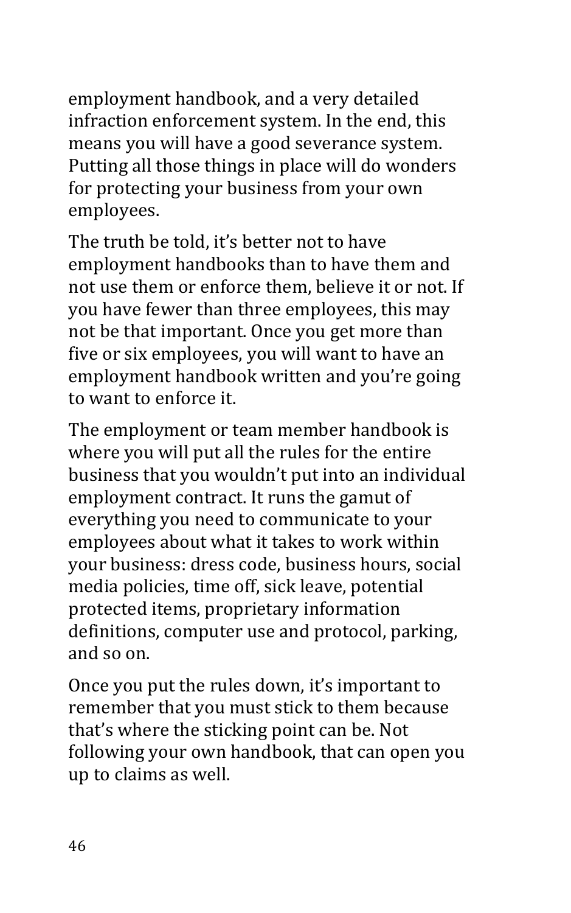employment handbook, and a very detailed infraction enforcement system. In the end, this means you will have a good severance system. Putting all those things in place will do wonders for protecting your business from your own employees.

The truth be told, it's better not to have employment handbooks than to have them and not use them or enforce them, believe it or not. If you have fewer than three employees, this may not be that important. Once you get more than five or six employees, you will want to have an employment handbook written and you're going to want to enforce it.

The employment or team member handbook is where you will put all the rules for the entire business that you wouldn't put into an individual employment contract. It runs the gamut of everything you need to communicate to your employees about what it takes to work within your business: dress code, business hours, social media policies, time off, sick leave, potential protected items, proprietary information definitions, computer use and protocol, parking, and so on.

Once you put the rules down, it's important to remember that you must stick to them because that's where the sticking point can be. Not following your own handbook, that can open you up to claims as well.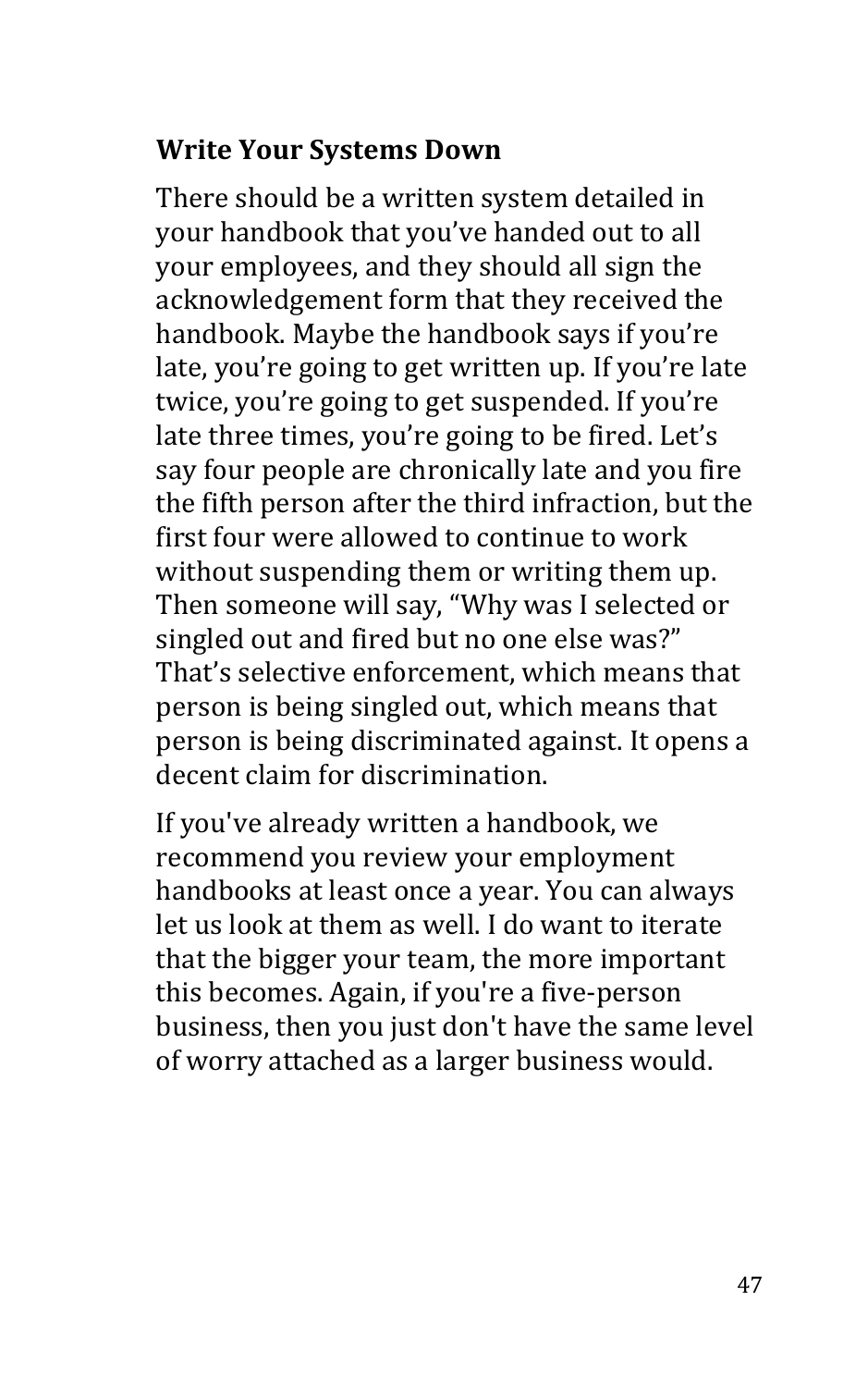### Write Your Systems Down

There should be a written system detailed in your handbook that you've handed out to all your employees, and they should all sign the acknowledgement form that they received the handbook. Maybe the handbook says if you're late, you're going to get written up. If you're late twice, you're going to get suspended. If you're late three times, you're going to be fired. Let's say four people are chronically late and you fire the fifth person after the third infraction, but the first four were allowed to continue to work without suspending them or writing them up. Then someone will say, "Why was I selected or singled out and fired but no one else was?" That's selective enforcement, which means that person is being singled out, which means that person is being discriminated against. It opens a decent claim for discrimination.

If you've already written a handbook, we recommend you review your employment handbooks at least once a year. You can always let us look at them as well. I do want to iterate that the bigger your team, the more important this becomes. Again, if you're a five-person business, then you just don't have the same level of worry attached as a larger business would.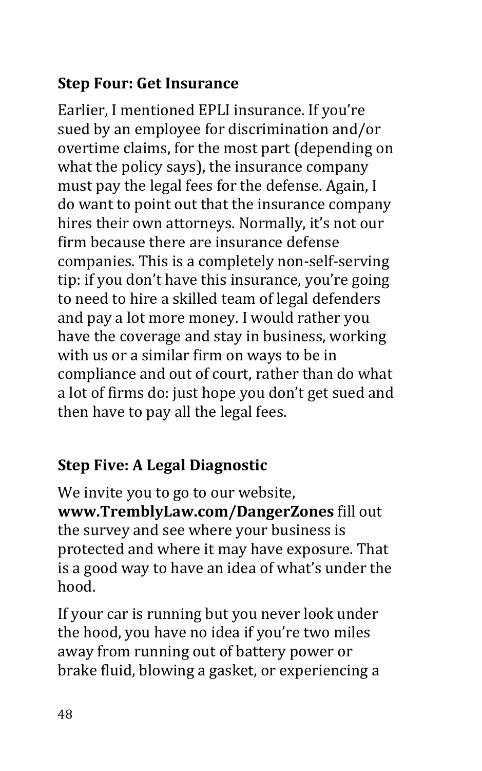### Step Four: Get Insurance

Earlier, I mentioned EPLI insurance. If you're sued by an employee for discrimination and/or overtime claims, for the most part (depending on what the policy says), the insurance company must pay the legal fees for the defense. Again, I do want to point out that the insurance company hires their own attorneys. Normally, it's not our firm because there are insurance defense companies. This is a completely non-self-serving tip: if you don't have this insurance, you're going to need to hire a skilled team of legal defenders and pay a lot more money. I would rather you have the coverage and stay in business, working with us or a similar firm on ways to be in compliance and out of court, rather than do what a lot of firms do: just hope you don't get sued and then have to pay all the legal fees.

### Step Five: A Legal Diagnostic

We invite you to go to our website, **www.TremblyLaw.com/DangerZones** fill out the survey and see where your business is protected and where it may have exposure. That is a good way to have an idea of what's under the hood.

If your car is running but you never look under the hood, you have no idea if you're two miles away from running out of battery power or brake fluid, blowing a gasket, or experiencing a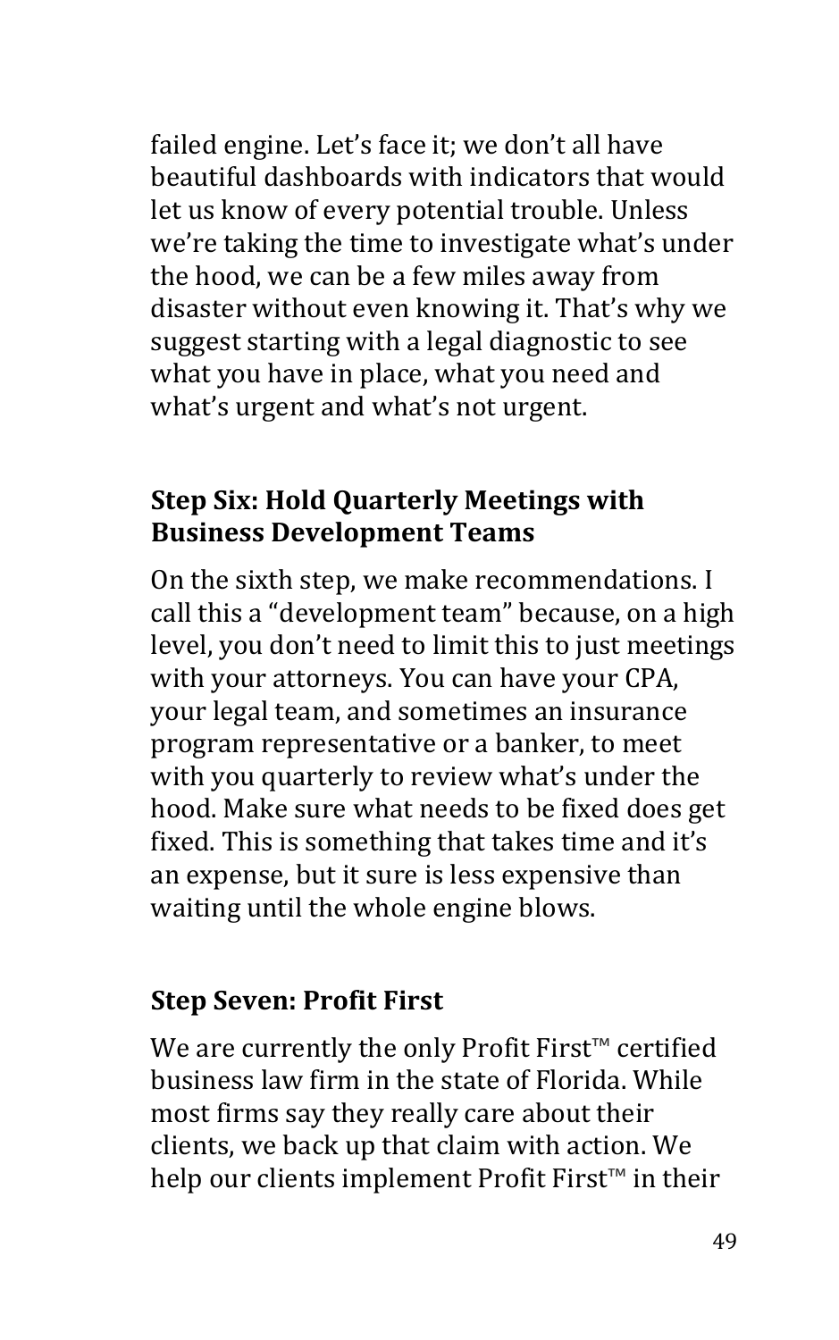failed engine. Let's face it; we don't all have beautiful dashboards with indicators that would let us know of every potential trouble. Unless we're taking the time to investigate what's under the hood, we can be a few miles away from disaster without even knowing it. That's why we suggest starting with a legal diagnostic to see what you have in place, what you need and what's urgent and what's not urgent.

### Step Six: Hold Quarterly Meetings with Business Development Teams

On the sixth step, we make recommendations. I call this a "development team" because, on a high level, you don't need to limit this to just meetings with your attorneys. You can have your CPA, your legal team, and sometimes an insurance program representative or a banker, to meet with you quarterly to review what's under the hood. Make sure what needs to be fixed does get fixed. This is something that takes time and it's an expense, but it sure is less expensive than waiting until the whole engine blows.

### Step Seven: Profit First

We are currently the only Profit First™ certified business law firm in the state of Florida. While most firms say they really care about their clients, we back up that claim with action. We help our clients implement Profit First™ in their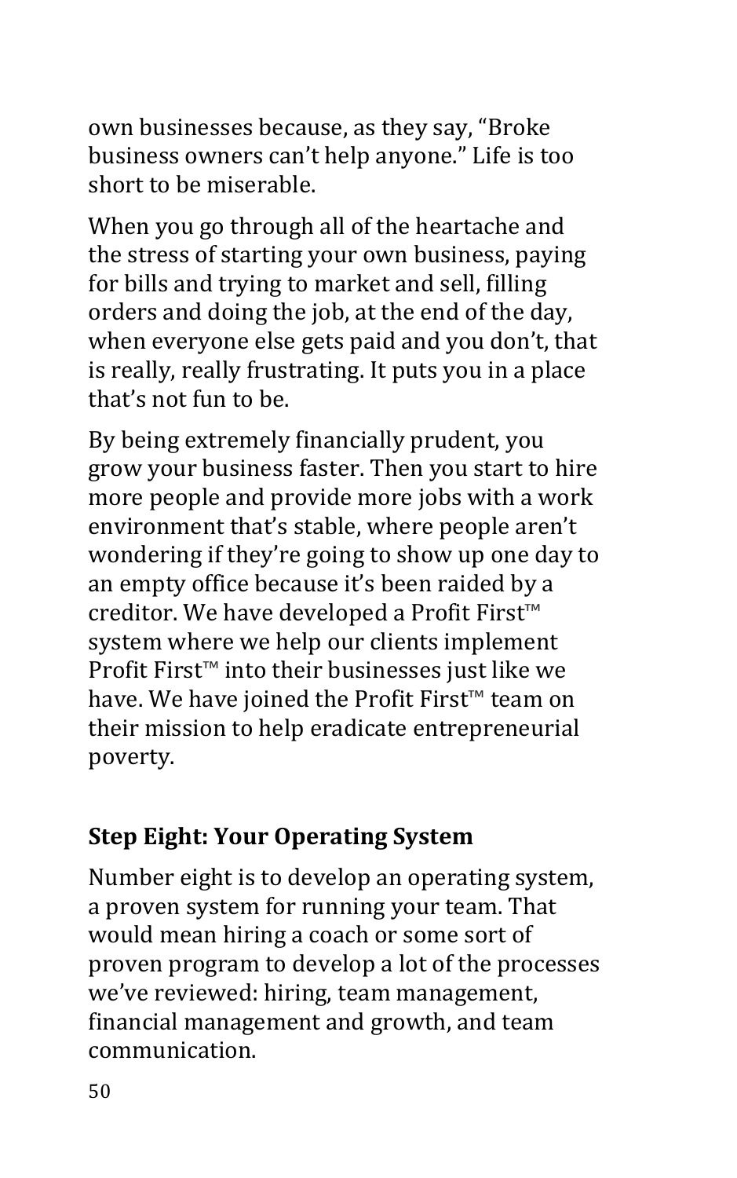own businesses because, as they say, "Broke business owners can't help anyone." Life is too short to be miserable.

When you go through all of the heartache and the stress of starting your own business, paying for bills and trying to market and sell, filling orders and doing the job, at the end of the day, when everyone else gets paid and you don't, that is really, really frustrating. It puts you in a place that's not fun to be.

By being extremely financially prudent, you grow your business faster. Then you start to hire more people and provide more jobs with a work environment that's stable, where people aren't wondering if they're going to show up one day to an empty office because it's been raided by a creditor. We have developed a Profit First™ system where we help our clients implement Profit First™ into their businesses just like we have. We have joined the Profit First™ team on their mission to help eradicate entrepreneurial poverty.

### Step Eight: Your Operating System

Number eight is to develop an operating system, a proven system for running your team. That would mean hiring a coach or some sort of proven program to develop a lot of the processes we've reviewed: hiring, team management, financial management and growth, and team communication.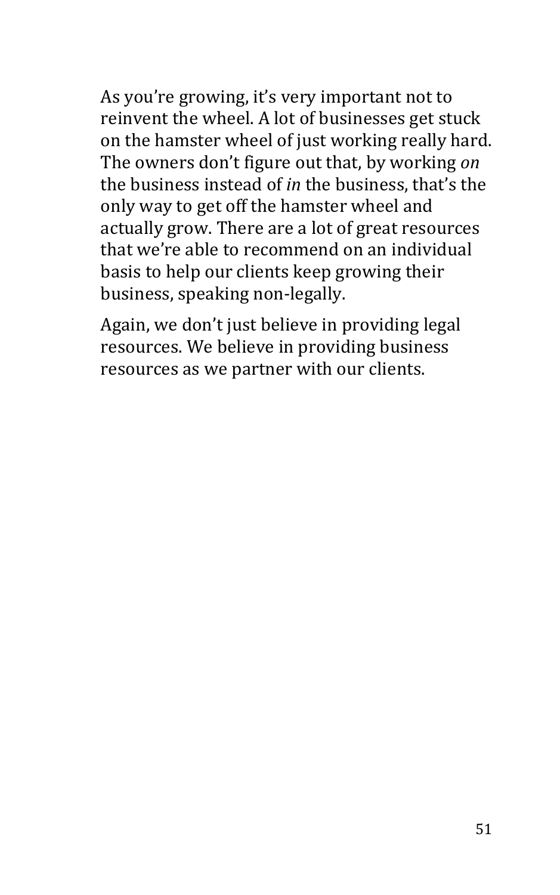As you're growing, it's very important not to reinvent the wheel. A lot of businesses get stuck on the hamster wheel of just working really hard. The owners don't figure out that, by working *on* the business instead of *in* the business, that's the only way to get off the hamster wheel and actually grow. There are a lot of great resources that we're able to recommend on an individual basis to help our clients keep growing their business, speaking non-legally.

Again, we don't just believe in providing legal resources. We believe in providing business resources as we partner with our clients.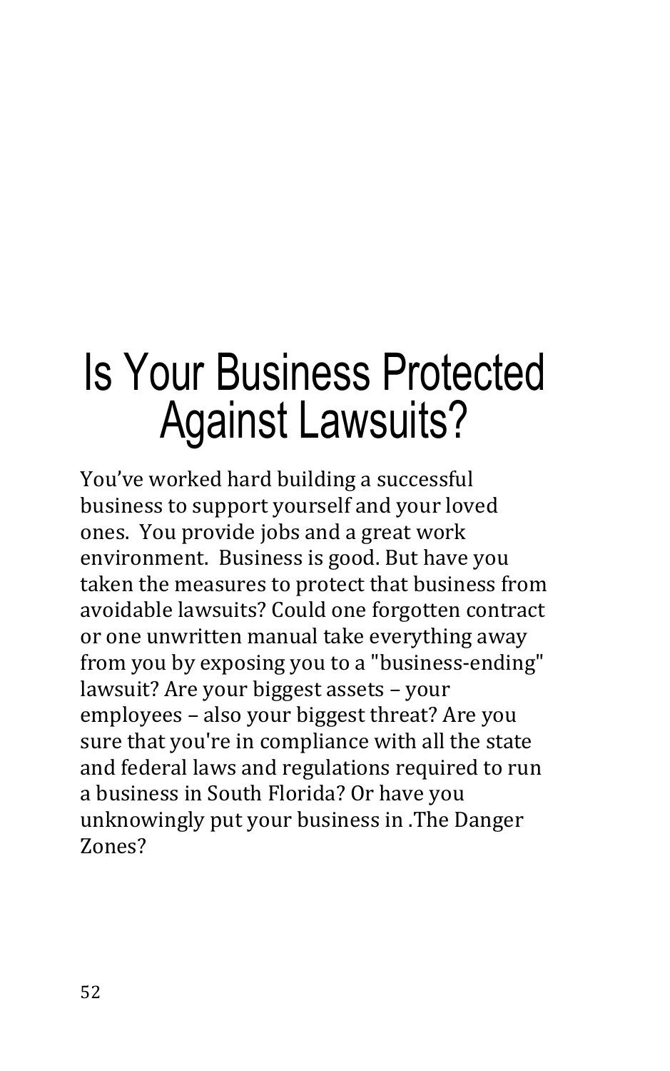# Is Your Business Protected Against Lawsuits?

You've worked hard building a successful business to support yourself and your loved ones. You provide jobs and a great work environment. Business is good. But have you taken the measures to protect that business from avoidable lawsuits? Could one forgotten contract or one unwritten manual take everything away from you by exposing you to a "business-ending" lawsuit? Are your biggest assets – your employees – also your biggest threat? Are you sure that you're in compliance with all the state and federal laws and regulations required to run a business in South Florida? Or have you unknowingly put your business in .The Danger Zones?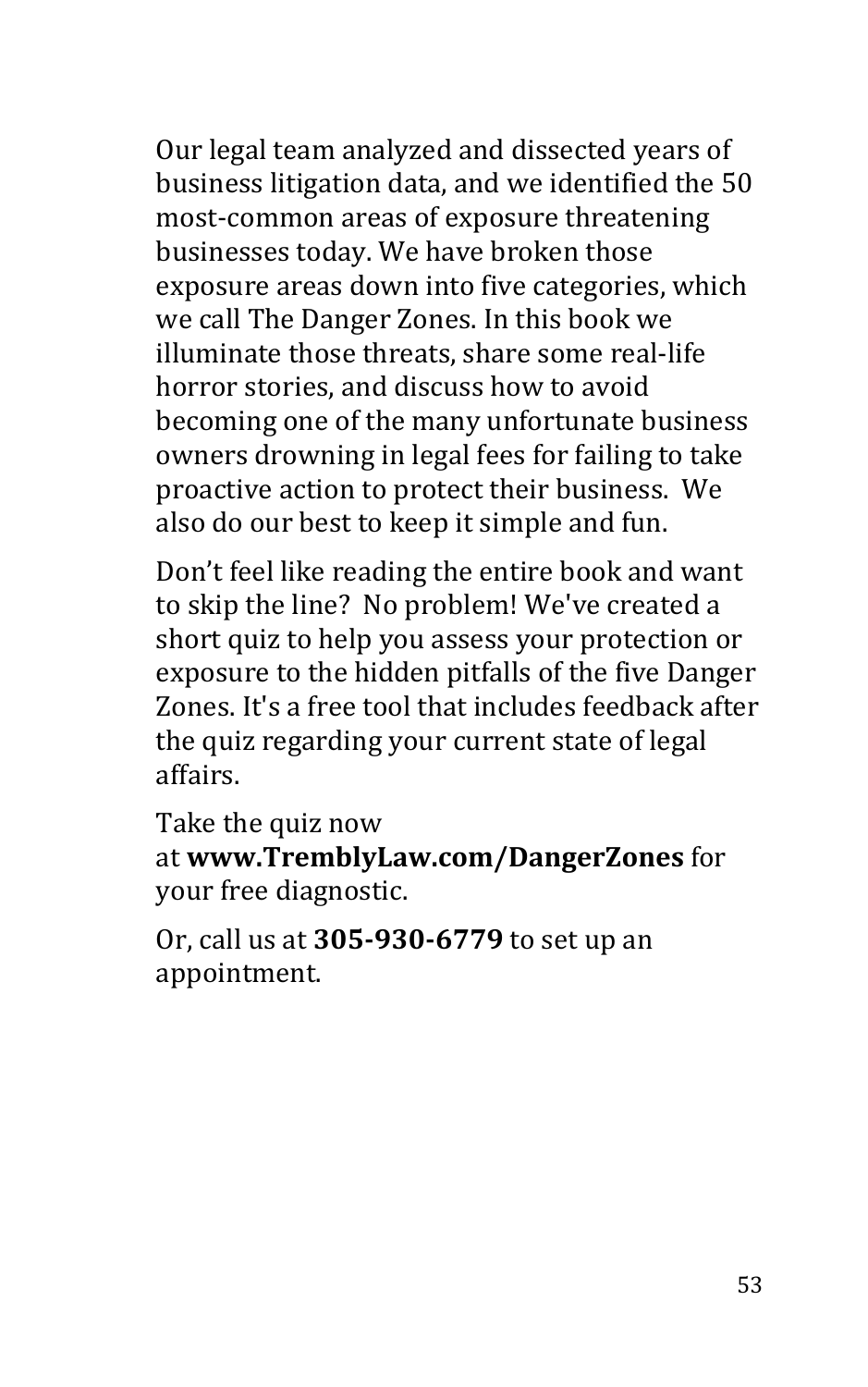Our legal team analyzed and dissected years of business litigation data, and we identified the 50 most-common areas of exposure threatening businesses today. We have broken those exposure areas down into five categories, which we call The Danger Zones. In this book we illuminate those threats, share some real-life horror stories, and discuss how to avoid becoming one of the many unfortunate business owners drowning in legal fees for failing to take proactive action to protect their business. We also do our best to keep it simple and fun.

Don't feel like reading the entire book and want to skip the line? No problem! We've created a short quiz to help you assess your protection or exposure to the hidden pitfalls of the five Danger Zones. It's a free tool that includes feedback after the quiz regarding your current state of legal affairs.

Take the quiz now at **www.TremblyLaw.com/DangerZones** for your free diagnostic.

Or, call us at **305-930-6779** to set up an appointment.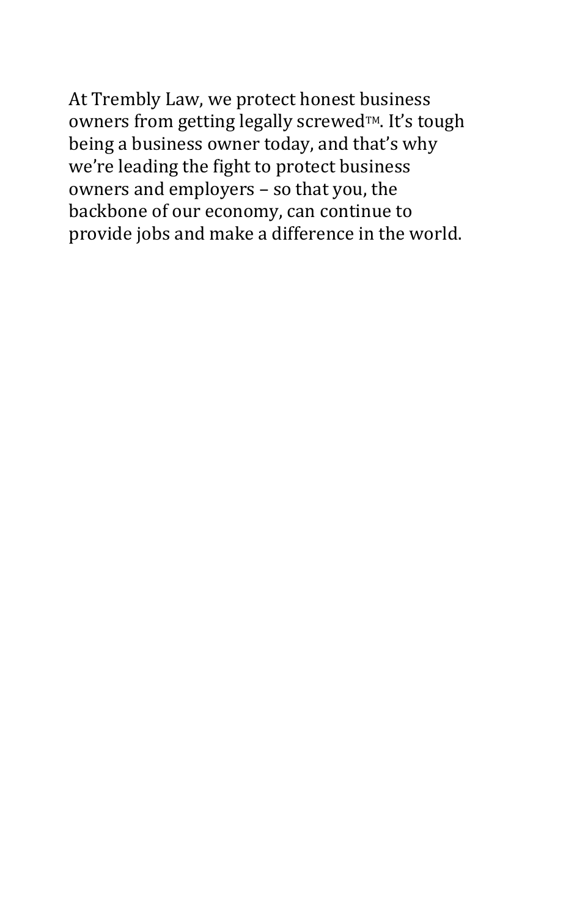At Trembly Law, we protect honest business owners from getting legally screwed™. It's tough being a business owner today, and that's why we're leading the fight to protect business owners and employers – so that you, the backbone of our economy, can continue to provide jobs and make a difference in the world.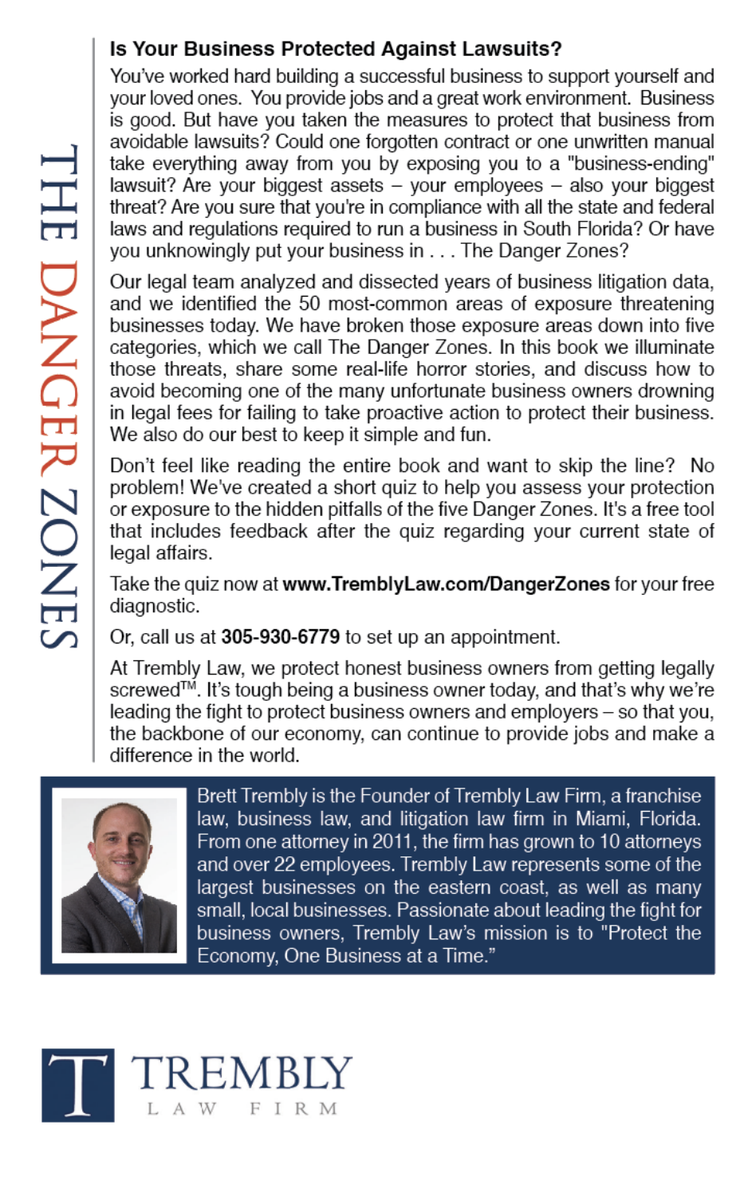THE DANGER ZONES

## Is Your Business Protected Against Lawsuits?

You've worked hard building a successful business to support yourself and your loved ones. You provide jobs and a great work environment. Business is good. But have you taken the measures to protect that business from avoidable lawsuits? Could one forgotten contract or one unwritten manual take everything away from you by exposing you to a "business-ending" lawsuit? Are your biggest assets – your employees – also your biggest threat? Are you sure that you're in compliance with all the state and federal laws and regulations required to run a business in South Florida? Or have you unknowingly put your business in . . . The Danger Zones?

Our legal team analyzed and dissected years of business litigation data, and we identified the 50 most-common areas of exposure threatening businesses today. We have broken those exposure areas down into five categories, which we call The Danger Zones. In this book we illuminate those threats, share some real-life horror stories, and discuss how to avoid becoming one of the many unfortunate business owners drowning in legal fees for failing to take proactive action to protect their business. We also do our best to keep it simple and fun.

Don't feel like reading the entire book and want to skip the line? No problem! We've created a short quiz to help you assess your protection or exposure to the hidden pitfalls of the five Danger Zones. It's a free tool that includes feedback after the quiz regarding your current state of legal affairs.

Take the quiz now at **www.TremblyLaw.com/DangerZones** for your free diagnostic.

Or, call us at **305-930-6779** to set up an appointment.

At Trembly Law, we protect honest business owners from getting legally screwed™. It's tough being a business owner today, and that's why we're leading the fight to protect business owners and employers – so that you, the backbone of our economy, can continue to provide jobs and make a difference in the world.

Brett Trembly is the Founder of Trembly Law Firm, a franchise law, business law, and litigation law firm in Miami, Florida. From one attorney in 2011, the firm has grown to 10 attorneys and over 22 employees. Trembly Law represents some of the largest businesses on the eastern coast, as well as many small, local businesses. Passionate about leading the fight for business owners, Trembly Law's mission is to "Protect the Economy, One Business at a Time."

TREMBLY
LAW FIRM